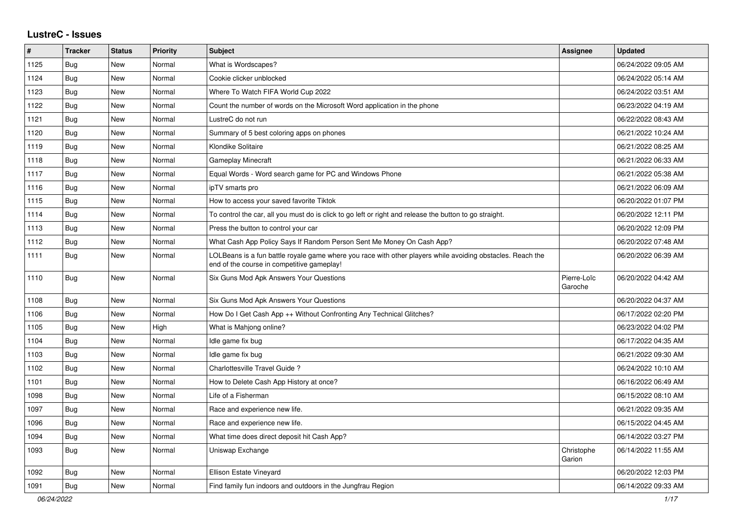# LustreC - Issues

| # | Tracker | Status | Priority | Subject | Assignee | Updated |
|---|---|---|---|---|---|---|
| 1125 | Bug | New | Normal | What is Wordscapes? | | 06/24/2022 09:05 AM |
| 1124 | Bug | New | Normal | Cookie clicker unblocked | | 06/24/2022 05:14 AM |
| 1123 | Bug | New | Normal | Where To Watch FIFA World Cup 2022 | | 06/24/2022 03:51 AM |
| 1122 | Bug | New | Normal | Count the number of words on the Microsoft Word application in the phone | | 06/23/2022 04:19 AM |
| 1121 | Bug | New | Normal | LustreC do not run | | 06/22/2022 08:43 AM |
| 1120 | Bug | New | Normal | Summary of 5 best coloring apps on phones | | 06/21/2022 10:24 AM |
| 1119 | Bug | New | Normal | Klondike Solitaire | | 06/21/2022 08:25 AM |
| 1118 | Bug | New | Normal | Gameplay Minecraft | | 06/21/2022 06:33 AM |
| 1117 | Bug | New | Normal | Equal Words - Word search game for PC and Windows Phone | | 06/21/2022 05:38 AM |
| 1116 | Bug | New | Normal | ipTV smarts pro | | 06/21/2022 06:09 AM |
| 1115 | Bug | New | Normal | How to access your saved favorite Tiktok | | 06/20/2022 01:07 PM |
| 1114 | Bug | New | Normal | To control the car, all you must do is click to go left or right and release the button to go straight. | | 06/20/2022 12:11 PM |
| 1113 | Bug | New | Normal | Press the button to control your car | | 06/20/2022 12:09 PM |
| 1112 | Bug | New | Normal | What Cash App Policy Says If Random Person Sent Me Money On Cash App? | | 06/20/2022 07:48 AM |
| 1111 | Bug | New | Normal | LOLBeans is a fun battle royale game where you race with other players while avoiding obstacles. Reach the end of the course in competitive gameplay! | | 06/20/2022 06:39 AM |
| 1110 | Bug | New | Normal | Six Guns Mod Apk Answers Your Questions | Pierre-Loïc Garoche | 06/20/2022 04:42 AM |
| 1108 | Bug | New | Normal | Six Guns Mod Apk Answers Your Questions | | 06/20/2022 04:37 AM |
| 1106 | Bug | New | Normal | How Do I Get Cash App ++ Without Confronting Any Technical Glitches? | | 06/17/2022 02:20 PM |
| 1105 | Bug | New | High | What is Mahjong online? | | 06/23/2022 04:02 PM |
| 1104 | Bug | New | Normal | Idle game fix bug | | 06/17/2022 04:35 AM |
| 1103 | Bug | New | Normal | Idle game fix bug | | 06/21/2022 09:30 AM |
| 1102 | Bug | New | Normal | Charlottesville Travel Guide ? | | 06/24/2022 10:10 AM |
| 1101 | Bug | New | Normal | How to Delete Cash App History at once? | | 06/16/2022 06:49 AM |
| 1098 | Bug | New | Normal | Life of a Fisherman | | 06/15/2022 08:10 AM |
| 1097 | Bug | New | Normal | Race and experience new life. | | 06/21/2022 09:35 AM |
| 1096 | Bug | New | Normal | Race and experience new life. | | 06/15/2022 04:45 AM |
| 1094 | Bug | New | Normal | What time does direct deposit hit Cash App? | | 06/14/2022 03:27 PM |
| 1093 | Bug | New | Normal | Uniswap Exchange | Christophe Garion | 06/14/2022 11:55 AM |
| 1092 | Bug | New | Normal | Ellison Estate Vineyard | | 06/20/2022 12:03 PM |
| 1091 | Bug | New | Normal | Find family fun indoors and outdoors in the Jungfrau Region | | 06/14/2022 09:33 AM |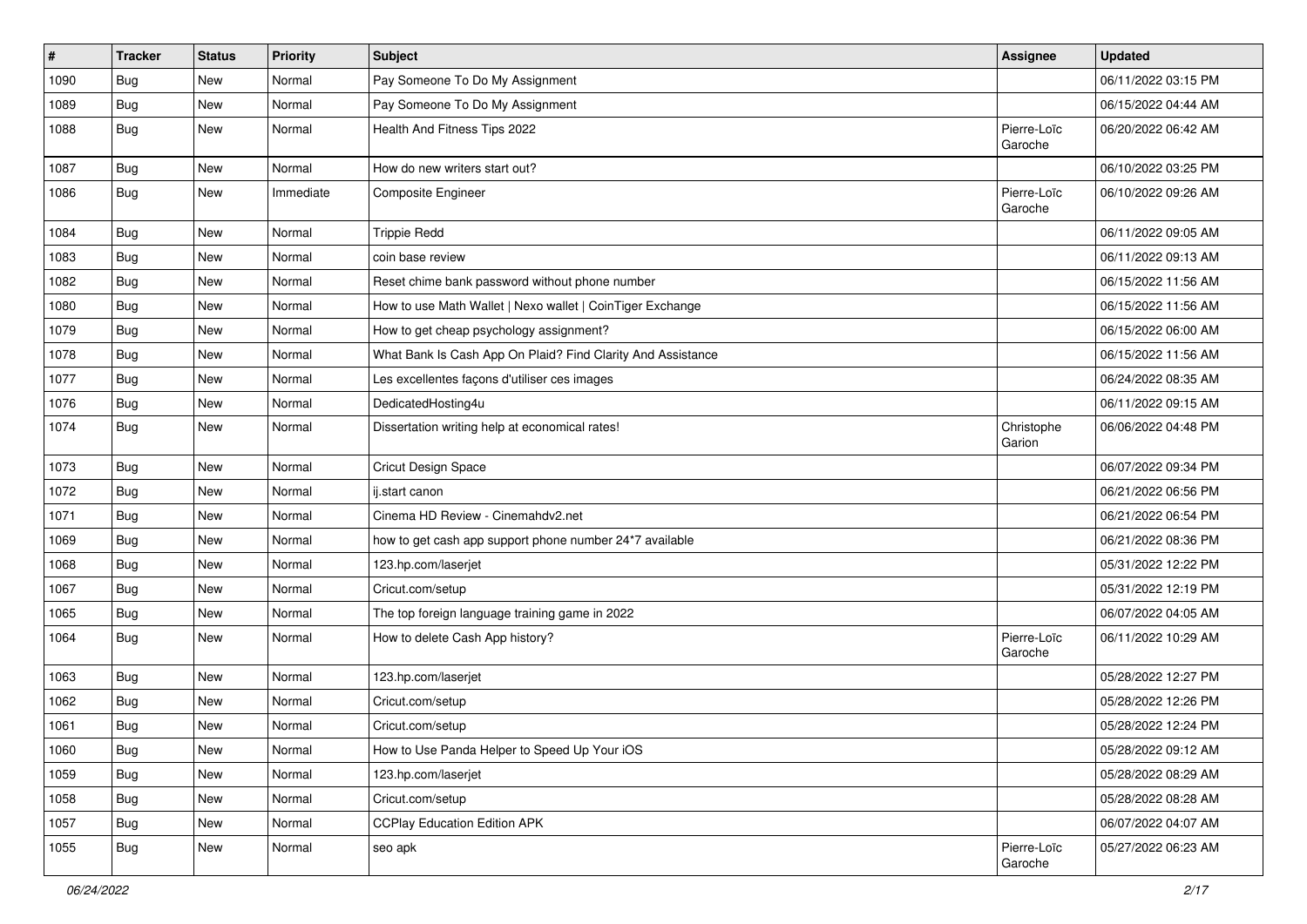| # | Tracker | Status | Priority | Subject | Assignee | Updated |
|---|---|---|---|---|---|---|
| 1090 | Bug | New | Normal | Pay Someone To Do My Assignment | | 06/11/2022 03:15 PM |
| 1089 | Bug | New | Normal | Pay Someone To Do My Assignment | | 06/15/2022 04:44 AM |
| 1088 | Bug | New | Normal | Health And Fitness Tips 2022 | Pierre-Loïc Garoche | 06/20/2022 06:42 AM |
| 1087 | Bug | New | Normal | How do new writers start out? | | 06/10/2022 03:25 PM |
| 1086 | Bug | New | Immediate | Composite Engineer | Pierre-Loïc Garoche | 06/10/2022 09:26 AM |
| 1084 | Bug | New | Normal | Trippie Redd | | 06/11/2022 09:05 AM |
| 1083 | Bug | New | Normal | coin base review | | 06/11/2022 09:13 AM |
| 1082 | Bug | New | Normal | Reset chime bank password without phone number | | 06/15/2022 11:56 AM |
| 1080 | Bug | New | Normal | How to use Math Wallet \| Nexo wallet \| CoinTiger Exchange | | 06/15/2022 11:56 AM |
| 1079 | Bug | New | Normal | How to get cheap psychology assignment? | | 06/15/2022 06:00 AM |
| 1078 | Bug | New | Normal | What Bank Is Cash App On Plaid? Find Clarity And Assistance | | 06/15/2022 11:56 AM |
| 1077 | Bug | New | Normal | Les excellentes façons d'utiliser ces images | | 06/24/2022 08:35 AM |
| 1076 | Bug | New | Normal | DedicatedHosting4u | | 06/11/2022 09:15 AM |
| 1074 | Bug | New | Normal | Dissertation writing help at economical rates! | Christophe Garion | 06/06/2022 04:48 PM |
| 1073 | Bug | New | Normal | Cricut Design Space | | 06/07/2022 09:34 PM |
| 1072 | Bug | New | Normal | ij.start canon | | 06/21/2022 06:56 PM |
| 1071 | Bug | New | Normal | Cinema HD Review - Cinemahdv2.net | | 06/21/2022 06:54 PM |
| 1069 | Bug | New | Normal | how to get cash app support phone number 24*7 available | | 06/21/2022 08:36 PM |
| 1068 | Bug | New | Normal | 123.hp.com/laserjet | | 05/31/2022 12:22 PM |
| 1067 | Bug | New | Normal | Cricut.com/setup | | 05/31/2022 12:19 PM |
| 1065 | Bug | New | Normal | The top foreign language training game in 2022 | | 06/07/2022 04:05 AM |
| 1064 | Bug | New | Normal | How to delete Cash App history? | Pierre-Loïc Garoche | 06/11/2022 10:29 AM |
| 1063 | Bug | New | Normal | 123.hp.com/laserjet | | 05/28/2022 12:27 PM |
| 1062 | Bug | New | Normal | Cricut.com/setup | | 05/28/2022 12:26 PM |
| 1061 | Bug | New | Normal | Cricut.com/setup | | 05/28/2022 12:24 PM |
| 1060 | Bug | New | Normal | How to Use Panda Helper to Speed Up Your iOS | | 05/28/2022 09:12 AM |
| 1059 | Bug | New | Normal | 123.hp.com/laserjet | | 05/28/2022 08:29 AM |
| 1058 | Bug | New | Normal | Cricut.com/setup | | 05/28/2022 08:28 AM |
| 1057 | Bug | New | Normal | CCPlay Education Edition APK | | 06/07/2022 04:07 AM |
| 1055 | Bug | New | Normal | seo apk | Pierre-Loïc Garoche | 05/27/2022 06:23 AM |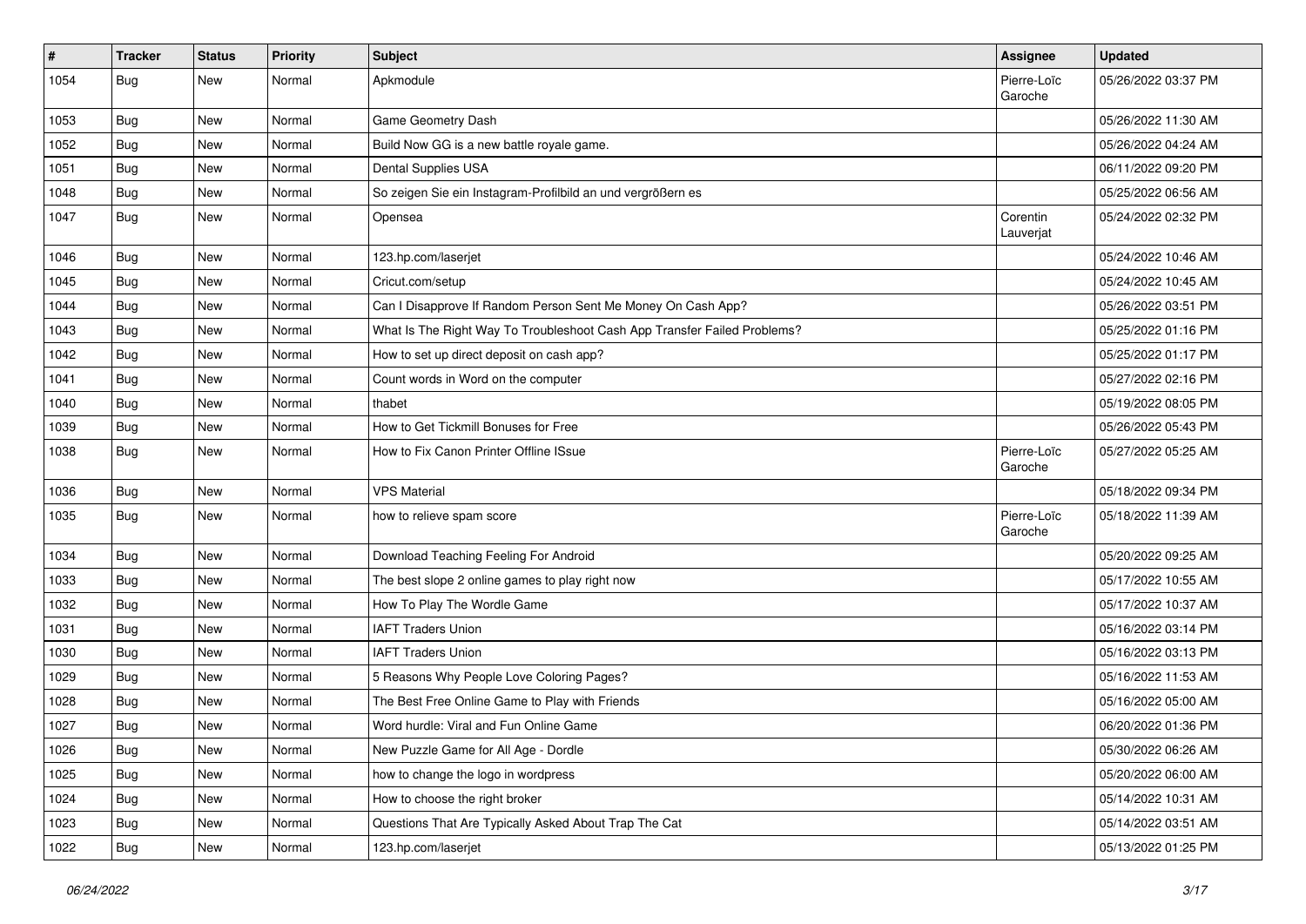| # | Tracker | Status | Priority | Subject | Assignee | Updated |
|---|---|---|---|---|---|---|
| 1054 | Bug | New | Normal | Apkmodule | Pierre-Loïc Garoche | 05/26/2022 03:37 PM |
| 1053 | Bug | New | Normal | Game Geometry Dash | | 05/26/2022 11:30 AM |
| 1052 | Bug | New | Normal | Build Now GG is a new battle royale game. | | 05/26/2022 04:24 AM |
| 1051 | Bug | New | Normal | Dental Supplies USA | | 06/11/2022 09:20 PM |
| 1048 | Bug | New | Normal | So zeigen Sie ein Instagram-Profilbild an und vergrößern es | | 05/25/2022 06:56 AM |
| 1047 | Bug | New | Normal | Opensea | Corentin Lauverjat | 05/24/2022 02:32 PM |
| 1046 | Bug | New | Normal | 123.hp.com/laserjet | | 05/24/2022 10:46 AM |
| 1045 | Bug | New | Normal | Cricut.com/setup | | 05/24/2022 10:45 AM |
| 1044 | Bug | New | Normal | Can I Disapprove If Random Person Sent Me Money On Cash App? | | 05/26/2022 03:51 PM |
| 1043 | Bug | New | Normal | What Is The Right Way To Troubleshoot Cash App Transfer Failed Problems? | | 05/25/2022 01:16 PM |
| 1042 | Bug | New | Normal | How to set up direct deposit on cash app? | | 05/25/2022 01:17 PM |
| 1041 | Bug | New | Normal | Count words in Word on the computer | | 05/27/2022 02:16 PM |
| 1040 | Bug | New | Normal | thabet | | 05/19/2022 08:05 PM |
| 1039 | Bug | New | Normal | How to Get Tickmill Bonuses for Free | | 05/26/2022 05:43 PM |
| 1038 | Bug | New | Normal | How to Fix Canon Printer Offline ISsue | Pierre-Loïc Garoche | 05/27/2022 05:25 AM |
| 1036 | Bug | New | Normal | VPS Material | | 05/18/2022 09:34 PM |
| 1035 | Bug | New | Normal | how to relieve spam score | Pierre-Loïc Garoche | 05/18/2022 11:39 AM |
| 1034 | Bug | New | Normal | Download Teaching Feeling For Android | | 05/20/2022 09:25 AM |
| 1033 | Bug | New | Normal | The best slope 2 online games to play right now | | 05/17/2022 10:55 AM |
| 1032 | Bug | New | Normal | How To Play The Wordle Game | | 05/17/2022 10:37 AM |
| 1031 | Bug | New | Normal | IAFT Traders Union | | 05/16/2022 03:14 PM |
| 1030 | Bug | New | Normal | IAFT Traders Union | | 05/16/2022 03:13 PM |
| 1029 | Bug | New | Normal | 5 Reasons Why People Love Coloring Pages? | | 05/16/2022 11:53 AM |
| 1028 | Bug | New | Normal | The Best Free Online Game to Play with Friends | | 05/16/2022 05:00 AM |
| 1027 | Bug | New | Normal | Word hurdle: Viral and Fun Online Game | | 06/20/2022 01:36 PM |
| 1026 | Bug | New | Normal | New Puzzle Game for All Age - Dordle | | 05/30/2022 06:26 AM |
| 1025 | Bug | New | Normal | how to change the logo in wordpress | | 05/20/2022 06:00 AM |
| 1024 | Bug | New | Normal | How to choose the right broker | | 05/14/2022 10:31 AM |
| 1023 | Bug | New | Normal | Questions That Are Typically Asked About Trap The Cat | | 05/14/2022 03:51 AM |
| 1022 | Bug | New | Normal | 123.hp.com/laserjet | | 05/13/2022 01:25 PM |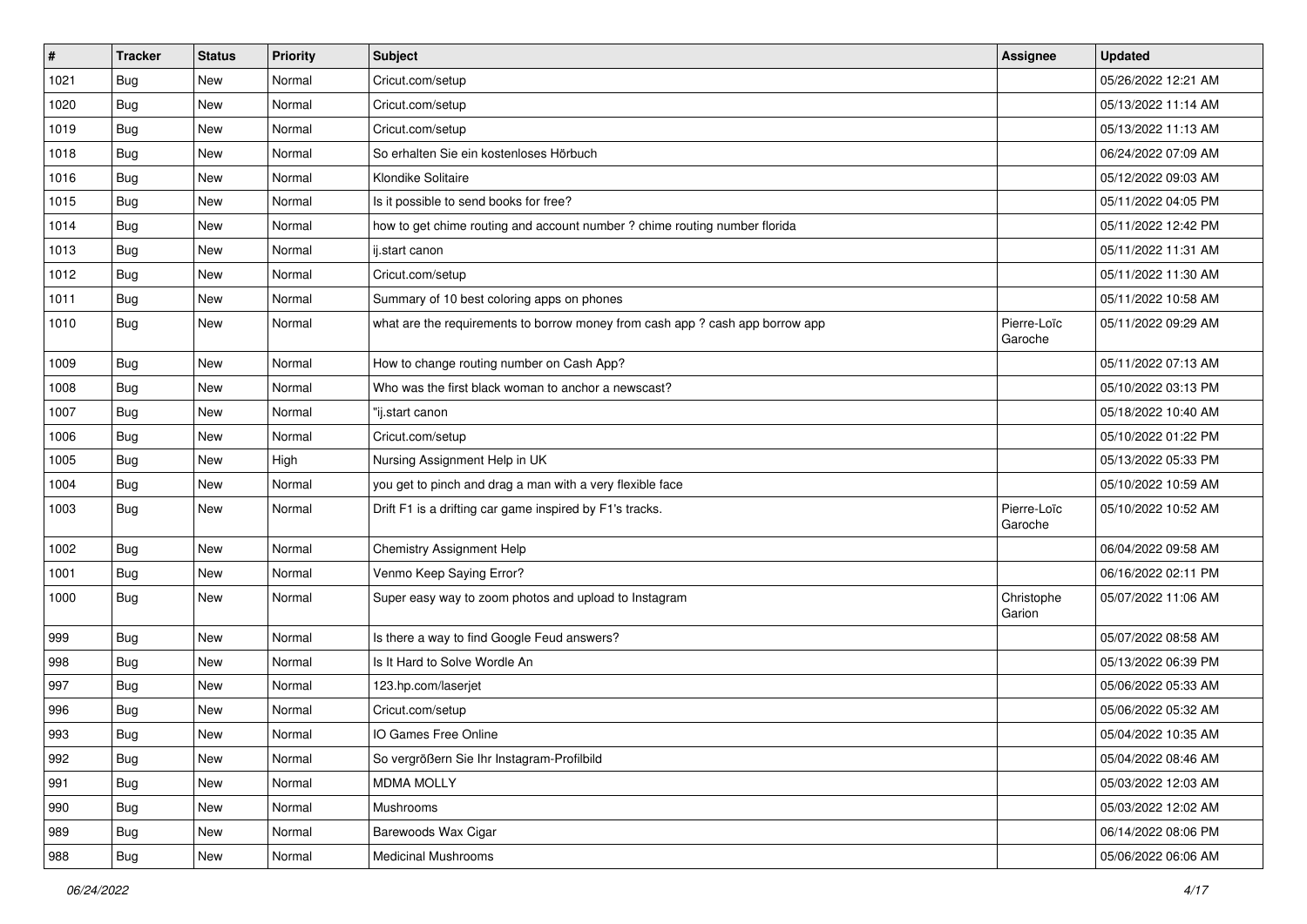| # | Tracker | Status | Priority | Subject | Assignee | Updated |
|---|---|---|---|---|---|---|
| 1021 | Bug | New | Normal | Cricut.com/setup | | 05/26/2022 12:21 AM |
| 1020 | Bug | New | Normal | Cricut.com/setup | | 05/13/2022 11:14 AM |
| 1019 | Bug | New | Normal | Cricut.com/setup | | 05/13/2022 11:13 AM |
| 1018 | Bug | New | Normal | So erhalten Sie ein kostenloses Hörbuch | | 06/24/2022 07:09 AM |
| 1016 | Bug | New | Normal | Klondike Solitaire | | 05/12/2022 09:03 AM |
| 1015 | Bug | New | Normal | Is it possible to send books for free? | | 05/11/2022 04:05 PM |
| 1014 | Bug | New | Normal | how to get chime routing and account number ? chime routing number florida | | 05/11/2022 12:42 PM |
| 1013 | Bug | New | Normal | ij.start canon | | 05/11/2022 11:31 AM |
| 1012 | Bug | New | Normal | Cricut.com/setup | | 05/11/2022 11:30 AM |
| 1011 | Bug | New | Normal | Summary of 10 best coloring apps on phones | | 05/11/2022 10:58 AM |
| 1010 | Bug | New | Normal | what are the requirements to borrow money from cash app ? cash app borrow app | Pierre-Loïc Garoche | 05/11/2022 09:29 AM |
| 1009 | Bug | New | Normal | How to change routing number on Cash App? | | 05/11/2022 07:13 AM |
| 1008 | Bug | New | Normal | Who was the first black woman to anchor a newscast? | | 05/10/2022 03:13 PM |
| 1007 | Bug | New | Normal | "ij.start canon | | 05/18/2022 10:40 AM |
| 1006 | Bug | New | Normal | Cricut.com/setup | | 05/10/2022 01:22 PM |
| 1005 | Bug | New | High | Nursing Assignment Help in UK | | 05/13/2022 05:33 PM |
| 1004 | Bug | New | Normal | you get to pinch and drag a man with a very flexible face | | 05/10/2022 10:59 AM |
| 1003 | Bug | New | Normal | Drift F1 is a drifting car game inspired by F1's tracks. | Pierre-Loïc Garoche | 05/10/2022 10:52 AM |
| 1002 | Bug | New | Normal | Chemistry Assignment Help | | 06/04/2022 09:58 AM |
| 1001 | Bug | New | Normal | Venmo Keep Saying Error? | | 06/16/2022 02:11 PM |
| 1000 | Bug | New | Normal | Super easy way to zoom photos and upload to Instagram | Christophe Garion | 05/07/2022 11:06 AM |
| 999 | Bug | New | Normal | Is there a way to find Google Feud answers? | | 05/07/2022 08:58 AM |
| 998 | Bug | New | Normal | Is It Hard to Solve Wordle An | | 05/13/2022 06:39 PM |
| 997 | Bug | New | Normal | 123.hp.com/laserjet | | 05/06/2022 05:33 AM |
| 996 | Bug | New | Normal | Cricut.com/setup | | 05/06/2022 05:32 AM |
| 993 | Bug | New | Normal | IO Games Free Online | | 05/04/2022 10:35 AM |
| 992 | Bug | New | Normal | So vergrößern Sie Ihr Instagram-Profilbild | | 05/04/2022 08:46 AM |
| 991 | Bug | New | Normal | MDMA MOLLY | | 05/03/2022 12:03 AM |
| 990 | Bug | New | Normal | Mushrooms | | 05/03/2022 12:02 AM |
| 989 | Bug | New | Normal | Barewoods Wax Cigar | | 06/14/2022 08:06 PM |
| 988 | Bug | New | Normal | Medicinal Mushrooms | | 05/06/2022 06:06 AM |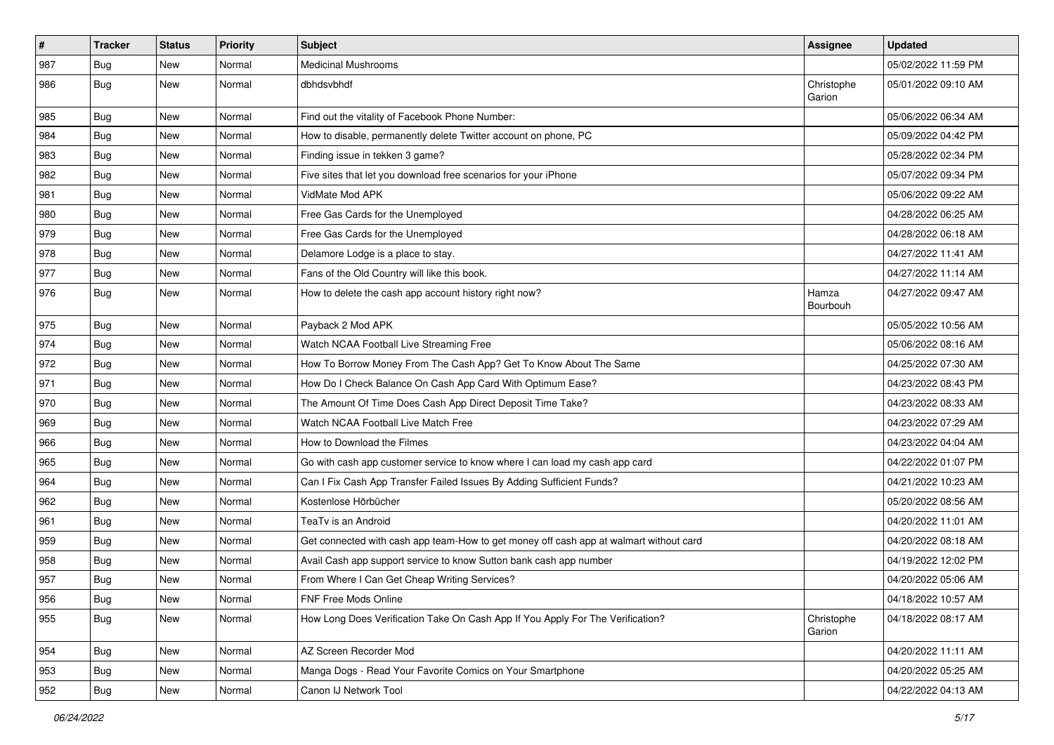| # | Tracker | Status | Priority | Subject | Assignee | Updated |
|---|---|---|---|---|---|---|
| 987 | Bug | New | Normal | Medicinal Mushrooms | | 05/02/2022 11:59 PM |
| 986 | Bug | New | Normal | dbhdsvbhdf | Christophe Garion | 05/01/2022 09:10 AM |
| 985 | Bug | New | Normal | Find out the vitality of Facebook Phone Number: | | 05/06/2022 06:34 AM |
| 984 | Bug | New | Normal | How to disable, permanently delete Twitter account on phone, PC | | 05/09/2022 04:42 PM |
| 983 | Bug | New | Normal | Finding issue in tekken 3 game? | | 05/28/2022 02:34 PM |
| 982 | Bug | New | Normal | Five sites that let you download free scenarios for your iPhone | | 05/07/2022 09:34 PM |
| 981 | Bug | New | Normal | VidMate Mod APK | | 05/06/2022 09:22 AM |
| 980 | Bug | New | Normal | Free Gas Cards for the Unemployed | | 04/28/2022 06:25 AM |
| 979 | Bug | New | Normal | Free Gas Cards for the Unemployed | | 04/28/2022 06:18 AM |
| 978 | Bug | New | Normal | Delamore Lodge is a place to stay. | | 04/27/2022 11:41 AM |
| 977 | Bug | New | Normal | Fans of the Old Country will like this book. | | 04/27/2022 11:14 AM |
| 976 | Bug | New | Normal | How to delete the cash app account history right now? | Hamza Bourbouh | 04/27/2022 09:47 AM |
| 975 | Bug | New | Normal | Payback 2 Mod APK | | 05/05/2022 10:56 AM |
| 974 | Bug | New | Normal | Watch NCAA Football Live Streaming Free | | 05/06/2022 08:16 AM |
| 972 | Bug | New | Normal | How To Borrow Money From The Cash App? Get To Know About The Same | | 04/25/2022 07:30 AM |
| 971 | Bug | New | Normal | How Do I Check Balance On Cash App Card With Optimum Ease? | | 04/23/2022 08:43 PM |
| 970 | Bug | New | Normal | The Amount Of Time Does Cash App Direct Deposit Time Take? | | 04/23/2022 08:33 AM |
| 969 | Bug | New | Normal | Watch NCAA Football Live Match Free | | 04/23/2022 07:29 AM |
| 966 | Bug | New | Normal | How to Download the Filmes | | 04/23/2022 04:04 AM |
| 965 | Bug | New | Normal | Go with cash app customer service to know where I can load my cash app card | | 04/22/2022 01:07 PM |
| 964 | Bug | New | Normal | Can I Fix Cash App Transfer Failed Issues By Adding Sufficient Funds? | | 04/21/2022 10:23 AM |
| 962 | Bug | New | Normal | Kostenlose Hörbücher | | 05/20/2022 08:56 AM |
| 961 | Bug | New | Normal | TeaTv is an Android | | 04/20/2022 11:01 AM |
| 959 | Bug | New | Normal | Get connected with cash app team-How to get money off cash app at walmart without card | | 04/20/2022 08:18 AM |
| 958 | Bug | New | Normal | Avail Cash app support service to know Sutton bank cash app number | | 04/19/2022 12:02 PM |
| 957 | Bug | New | Normal | From Where I Can Get Cheap Writing Services? | | 04/20/2022 05:06 AM |
| 956 | Bug | New | Normal | FNF Free Mods Online | | 04/18/2022 10:57 AM |
| 955 | Bug | New | Normal | How Long Does Verification Take On Cash App If You Apply For The Verification? | Christophe Garion | 04/18/2022 08:17 AM |
| 954 | Bug | New | Normal | AZ Screen Recorder Mod | | 04/20/2022 11:11 AM |
| 953 | Bug | New | Normal | Manga Dogs - Read Your Favorite Comics on Your Smartphone | | 04/20/2022 05:25 AM |
| 952 | Bug | New | Normal | Canon IJ Network Tool | | 04/22/2022 04:13 AM |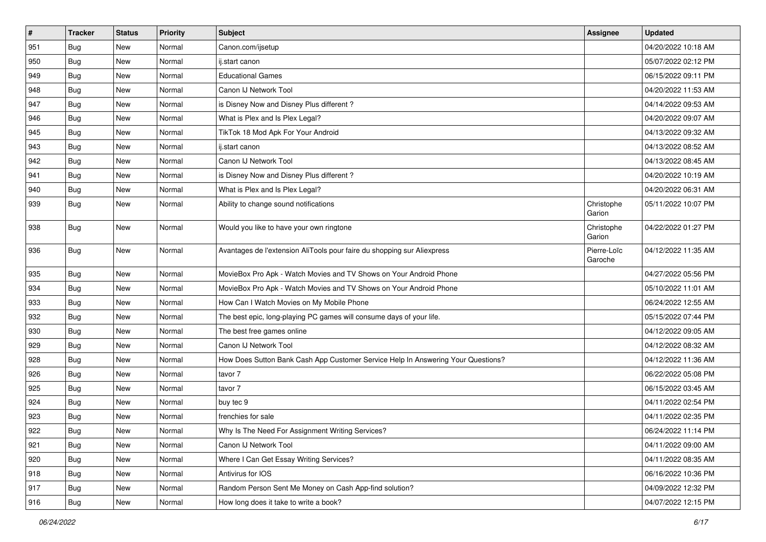| # | Tracker | Status | Priority | Subject | Assignee | Updated |
|---|---|---|---|---|---|---|
| 951 | Bug | New | Normal | Canon.com/ijsetup | | 04/20/2022 10:18 AM |
| 950 | Bug | New | Normal | ij.start canon | | 05/07/2022 02:12 PM |
| 949 | Bug | New | Normal | Educational Games | | 06/15/2022 09:11 PM |
| 948 | Bug | New | Normal | Canon IJ Network Tool | | 04/20/2022 11:53 AM |
| 947 | Bug | New | Normal | is Disney Now and Disney Plus different ? | | 04/14/2022 09:53 AM |
| 946 | Bug | New | Normal | What is Plex and Is Plex Legal? | | 04/20/2022 09:07 AM |
| 945 | Bug | New | Normal | TikTok 18 Mod Apk For Your Android | | 04/13/2022 09:32 AM |
| 943 | Bug | New | Normal | ij.start canon | | 04/13/2022 08:52 AM |
| 942 | Bug | New | Normal | Canon IJ Network Tool | | 04/13/2022 08:45 AM |
| 941 | Bug | New | Normal | is Disney Now and Disney Plus different ? | | 04/20/2022 10:19 AM |
| 940 | Bug | New | Normal | What is Plex and Is Plex Legal? | | 04/20/2022 06:31 AM |
| 939 | Bug | New | Normal | Ability to change sound notifications | Christophe Garion | 05/11/2022 10:07 PM |
| 938 | Bug | New | Normal | Would you like to have your own ringtone | Christophe Garion | 04/22/2022 01:27 PM |
| 936 | Bug | New | Normal | Avantages de l'extension AliTools pour faire du shopping sur Aliexpress | Pierre-Loïc Garoche | 04/12/2022 11:35 AM |
| 935 | Bug | New | Normal | MovieBox Pro Apk - Watch Movies and TV Shows on Your Android Phone | | 04/27/2022 05:56 PM |
| 934 | Bug | New | Normal | MovieBox Pro Apk - Watch Movies and TV Shows on Your Android Phone | | 05/10/2022 11:01 AM |
| 933 | Bug | New | Normal | How Can I Watch Movies on My Mobile Phone | | 06/24/2022 12:55 AM |
| 932 | Bug | New | Normal | The best epic, long-playing PC games will consume days of your life. | | 05/15/2022 07:44 PM |
| 930 | Bug | New | Normal | The best free games online | | 04/12/2022 09:05 AM |
| 929 | Bug | New | Normal | Canon IJ Network Tool | | 04/12/2022 08:32 AM |
| 928 | Bug | New | Normal | How Does Sutton Bank Cash App Customer Service Help In Answering Your Questions? | | 04/12/2022 11:36 AM |
| 926 | Bug | New | Normal | tavor 7 | | 06/22/2022 05:08 PM |
| 925 | Bug | New | Normal | tavor 7 | | 06/15/2022 03:45 AM |
| 924 | Bug | New | Normal | buy tec 9 | | 04/11/2022 02:54 PM |
| 923 | Bug | New | Normal | frenchies for sale | | 04/11/2022 02:35 PM |
| 922 | Bug | New | Normal | Why Is The Need For Assignment Writing Services? | | 06/24/2022 11:14 PM |
| 921 | Bug | New | Normal | Canon IJ Network Tool | | 04/11/2022 09:00 AM |
| 920 | Bug | New | Normal | Where I Can Get Essay Writing Services? | | 04/11/2022 08:35 AM |
| 918 | Bug | New | Normal | Antivirus for IOS | | 06/16/2022 10:36 PM |
| 917 | Bug | New | Normal | Random Person Sent Me Money on Cash App-find solution? | | 04/09/2022 12:32 PM |
| 916 | Bug | New | Normal | How long does it take to write a book? | | 04/07/2022 12:15 PM |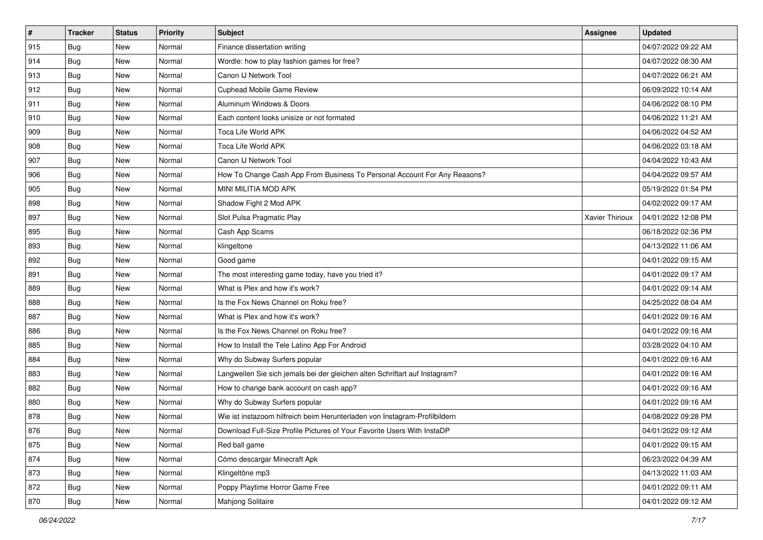| # | Tracker | Status | Priority | Subject | Assignee | Updated |
|---|---|---|---|---|---|---|
| 915 | Bug | New | Normal | Finance dissertation writing | | 04/07/2022 09:22 AM |
| 914 | Bug | New | Normal | Wordle: how to play fashion games for free? | | 04/07/2022 08:30 AM |
| 913 | Bug | New | Normal | Canon IJ Network Tool | | 04/07/2022 06:21 AM |
| 912 | Bug | New | Normal | Cuphead Mobile Game Review | | 06/09/2022 10:14 AM |
| 911 | Bug | New | Normal | Aluminum Windows & Doors | | 04/06/2022 08:10 PM |
| 910 | Bug | New | Normal | Each content looks unisize or not formated | | 04/06/2022 11:21 AM |
| 909 | Bug | New | Normal | Toca Life World APK | | 04/06/2022 04:52 AM |
| 908 | Bug | New | Normal | Toca Life World APK | | 04/06/2022 03:18 AM |
| 907 | Bug | New | Normal | Canon IJ Network Tool | | 04/04/2022 10:43 AM |
| 906 | Bug | New | Normal | How To Change Cash App From Business To Personal Account For Any Reasons? | | 04/04/2022 09:57 AM |
| 905 | Bug | New | Normal | MINI MILITIA MOD APK | | 05/19/2022 01:54 PM |
| 898 | Bug | New | Normal | Shadow Fight 2 Mod APK | | 04/02/2022 09:17 AM |
| 897 | Bug | New | Normal | Slot Pulsa Pragmatic Play | Xavier Thirioux | 04/01/2022 12:08 PM |
| 895 | Bug | New | Normal | Cash App Scams | | 06/18/2022 02:36 PM |
| 893 | Bug | New | Normal | klingeltone | | 04/13/2022 11:06 AM |
| 892 | Bug | New | Normal | Good game | | 04/01/2022 09:15 AM |
| 891 | Bug | New | Normal | The most interesting game today, have you tried it? | | 04/01/2022 09:17 AM |
| 889 | Bug | New | Normal | What is Plex and how it's work? | | 04/01/2022 09:14 AM |
| 888 | Bug | New | Normal | Is the Fox News Channel on Roku free? | | 04/25/2022 08:04 AM |
| 887 | Bug | New | Normal | What is Plex and how it's work? | | 04/01/2022 09:16 AM |
| 886 | Bug | New | Normal | Is the Fox News Channel on Roku free? | | 04/01/2022 09:16 AM |
| 885 | Bug | New | Normal | How to Install the Tele Latino App For Android | | 03/28/2022 04:10 AM |
| 884 | Bug | New | Normal | Why do Subway Surfers popular | | 04/01/2022 09:16 AM |
| 883 | Bug | New | Normal | Langweilen Sie sich jemals bei der gleichen alten Schriftart auf Instagram? | | 04/01/2022 09:16 AM |
| 882 | Bug | New | Normal | How to change bank account on cash app? | | 04/01/2022 09:16 AM |
| 880 | Bug | New | Normal | Why do Subway Surfers popular | | 04/01/2022 09:16 AM |
| 878 | Bug | New | Normal | Wie ist instazoom hilfreich beim Herunterladen von Instagram-Profilbildern | | 04/08/2022 09:28 PM |
| 876 | Bug | New | Normal | Download Full-Size Profile Pictures of Your Favorite Users With InstaDP | | 04/01/2022 09:12 AM |
| 875 | Bug | New | Normal | Red ball game | | 04/01/2022 09:15 AM |
| 874 | Bug | New | Normal | Cómo descargar Minecraft Apk | | 06/23/2022 04:39 AM |
| 873 | Bug | New | Normal | Klingeltöne mp3 | | 04/13/2022 11:03 AM |
| 872 | Bug | New | Normal | Poppy Playtime Horror Game Free | | 04/01/2022 09:11 AM |
| 870 | Bug | New | Normal | Mahjong Solitaire | | 04/01/2022 09:12 AM |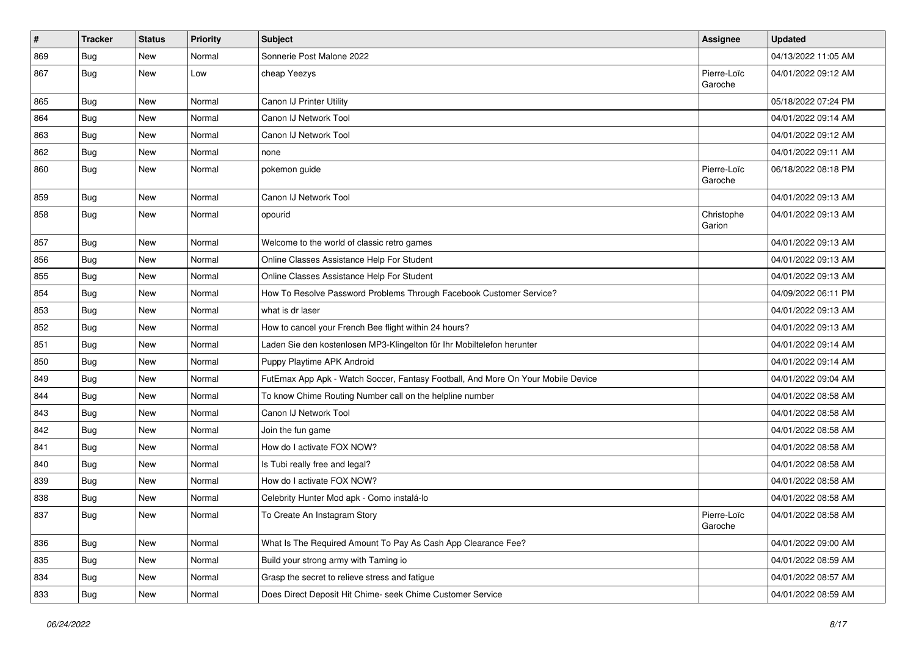| # | Tracker | Status | Priority | Subject | Assignee | Updated |
|---|---|---|---|---|---|---|
| 869 | Bug | New | Normal | Sonnerie Post Malone 2022 | | 04/13/2022 11:05 AM |
| 867 | Bug | New | Low | cheap Yeezys | Pierre-Loïc Garoche | 04/01/2022 09:12 AM |
| 865 | Bug | New | Normal | Canon IJ Printer Utility | | 05/18/2022 07:24 PM |
| 864 | Bug | New | Normal | Canon IJ Network Tool | | 04/01/2022 09:14 AM |
| 863 | Bug | New | Normal | Canon IJ Network Tool | | 04/01/2022 09:12 AM |
| 862 | Bug | New | Normal | none | | 04/01/2022 09:11 AM |
| 860 | Bug | New | Normal | pokemon guide | Pierre-Loïc Garoche | 06/18/2022 08:18 PM |
| 859 | Bug | New | Normal | Canon IJ Network Tool | | 04/01/2022 09:13 AM |
| 858 | Bug | New | Normal | opourid | Christophe Garion | 04/01/2022 09:13 AM |
| 857 | Bug | New | Normal | Welcome to the world of classic retro games | | 04/01/2022 09:13 AM |
| 856 | Bug | New | Normal | Online Classes Assistance Help For Student | | 04/01/2022 09:13 AM |
| 855 | Bug | New | Normal | Online Classes Assistance Help For Student | | 04/01/2022 09:13 AM |
| 854 | Bug | New | Normal | How To Resolve Password Problems Through Facebook Customer Service? | | 04/09/2022 06:11 PM |
| 853 | Bug | New | Normal | what is dr laser | | 04/01/2022 09:13 AM |
| 852 | Bug | New | Normal | How to cancel your French Bee flight within 24 hours? | | 04/01/2022 09:13 AM |
| 851 | Bug | New | Normal | Laden Sie den kostenlosen MP3-Klingelton für Ihr Mobiltelefon herunter | | 04/01/2022 09:14 AM |
| 850 | Bug | New | Normal | Puppy Playtime APK Android | | 04/01/2022 09:14 AM |
| 849 | Bug | New | Normal | FutEmax App Apk - Watch Soccer, Fantasy Football, And More On Your Mobile Device | | 04/01/2022 09:04 AM |
| 844 | Bug | New | Normal | To know Chime Routing Number call on the helpline number | | 04/01/2022 08:58 AM |
| 843 | Bug | New | Normal | Canon IJ Network Tool | | 04/01/2022 08:58 AM |
| 842 | Bug | New | Normal | Join the fun game | | 04/01/2022 08:58 AM |
| 841 | Bug | New | Normal | How do I activate FOX NOW? | | 04/01/2022 08:58 AM |
| 840 | Bug | New | Normal | Is Tubi really free and legal? | | 04/01/2022 08:58 AM |
| 839 | Bug | New | Normal | How do I activate FOX NOW? | | 04/01/2022 08:58 AM |
| 838 | Bug | New | Normal | Celebrity Hunter Mod apk - Como instalá-lo | | 04/01/2022 08:58 AM |
| 837 | Bug | New | Normal | To Create An Instagram Story | Pierre-Loïc Garoche | 04/01/2022 08:58 AM |
| 836 | Bug | New | Normal | What Is The Required Amount To Pay As Cash App Clearance Fee? | | 04/01/2022 09:00 AM |
| 835 | Bug | New | Normal | Build your strong army with Taming io | | 04/01/2022 08:59 AM |
| 834 | Bug | New | Normal | Grasp the secret to relieve stress and fatigue | | 04/01/2022 08:57 AM |
| 833 | Bug | New | Normal | Does Direct Deposit Hit Chime- seek Chime Customer Service | | 04/01/2022 08:59 AM |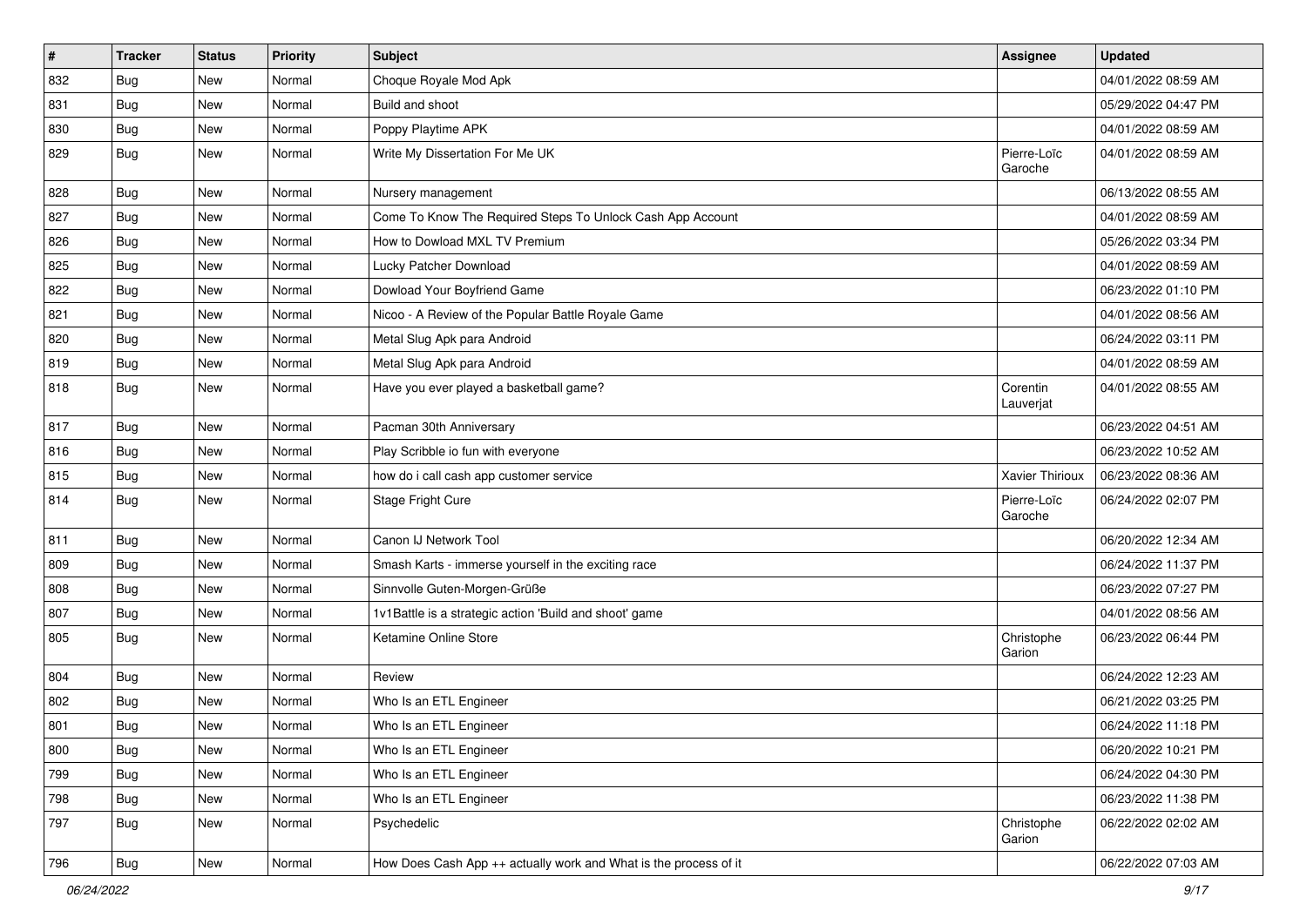| # | Tracker | Status | Priority | Subject | Assignee | Updated |
|---|---|---|---|---|---|---|
| 832 | Bug | New | Normal | Choque Royale Mod Apk | | 04/01/2022 08:59 AM |
| 831 | Bug | New | Normal | Build and shoot | | 05/29/2022 04:47 PM |
| 830 | Bug | New | Normal | Poppy Playtime APK | | 04/01/2022 08:59 AM |
| 829 | Bug | New | Normal | Write My Dissertation For Me UK | Pierre-Loïc Garoche | 04/01/2022 08:59 AM |
| 828 | Bug | New | Normal | Nursery management | | 06/13/2022 08:55 AM |
| 827 | Bug | New | Normal | Come To Know The Required Steps To Unlock Cash App Account | | 04/01/2022 08:59 AM |
| 826 | Bug | New | Normal | How to Dowload MXL TV Premium | | 05/26/2022 03:34 PM |
| 825 | Bug | New | Normal | Lucky Patcher Download | | 04/01/2022 08:59 AM |
| 822 | Bug | New | Normal | Dowload Your Boyfriend Game | | 06/23/2022 01:10 PM |
| 821 | Bug | New | Normal | Nicoo - A Review of the Popular Battle Royale Game | | 04/01/2022 08:56 AM |
| 820 | Bug | New | Normal | Metal Slug Apk para Android | | 06/24/2022 03:11 PM |
| 819 | Bug | New | Normal | Metal Slug Apk para Android | | 04/01/2022 08:59 AM |
| 818 | Bug | New | Normal | Have you ever played a basketball game? | Corentin Lauverjat | 04/01/2022 08:55 AM |
| 817 | Bug | New | Normal | Pacman 30th Anniversary | | 06/23/2022 04:51 AM |
| 816 | Bug | New | Normal | Play Scribble io fun with everyone | | 06/23/2022 10:52 AM |
| 815 | Bug | New | Normal | how do i call cash app customer service | Xavier Thirioux | 06/23/2022 08:36 AM |
| 814 | Bug | New | Normal | Stage Fright Cure | Pierre-Loïc Garoche | 06/24/2022 02:07 PM |
| 811 | Bug | New | Normal | Canon IJ Network Tool | | 06/20/2022 12:34 AM |
| 809 | Bug | New | Normal | Smash Karts - immerse yourself in the exciting race | | 06/24/2022 11:37 PM |
| 808 | Bug | New | Normal | Sinnvolle Guten-Morgen-Grüße | | 06/23/2022 07:27 PM |
| 807 | Bug | New | Normal | 1v1Battle is a strategic action 'Build and shoot' game | | 04/01/2022 08:56 AM |
| 805 | Bug | New | Normal | Ketamine Online Store | Christophe Garion | 06/23/2022 06:44 PM |
| 804 | Bug | New | Normal | Review | | 06/24/2022 12:23 AM |
| 802 | Bug | New | Normal | Who Is an ETL Engineer | | 06/21/2022 03:25 PM |
| 801 | Bug | New | Normal | Who Is an ETL Engineer | | 06/24/2022 11:18 PM |
| 800 | Bug | New | Normal | Who Is an ETL Engineer | | 06/20/2022 10:21 PM |
| 799 | Bug | New | Normal | Who Is an ETL Engineer | | 06/24/2022 04:30 PM |
| 798 | Bug | New | Normal | Who Is an ETL Engineer | | 06/23/2022 11:38 PM |
| 797 | Bug | New | Normal | Psychedelic | Christophe Garion | 06/22/2022 02:02 AM |
| 796 | Bug | New | Normal | How Does Cash App ++ actually work and What is the process of it | | 06/22/2022 07:03 AM |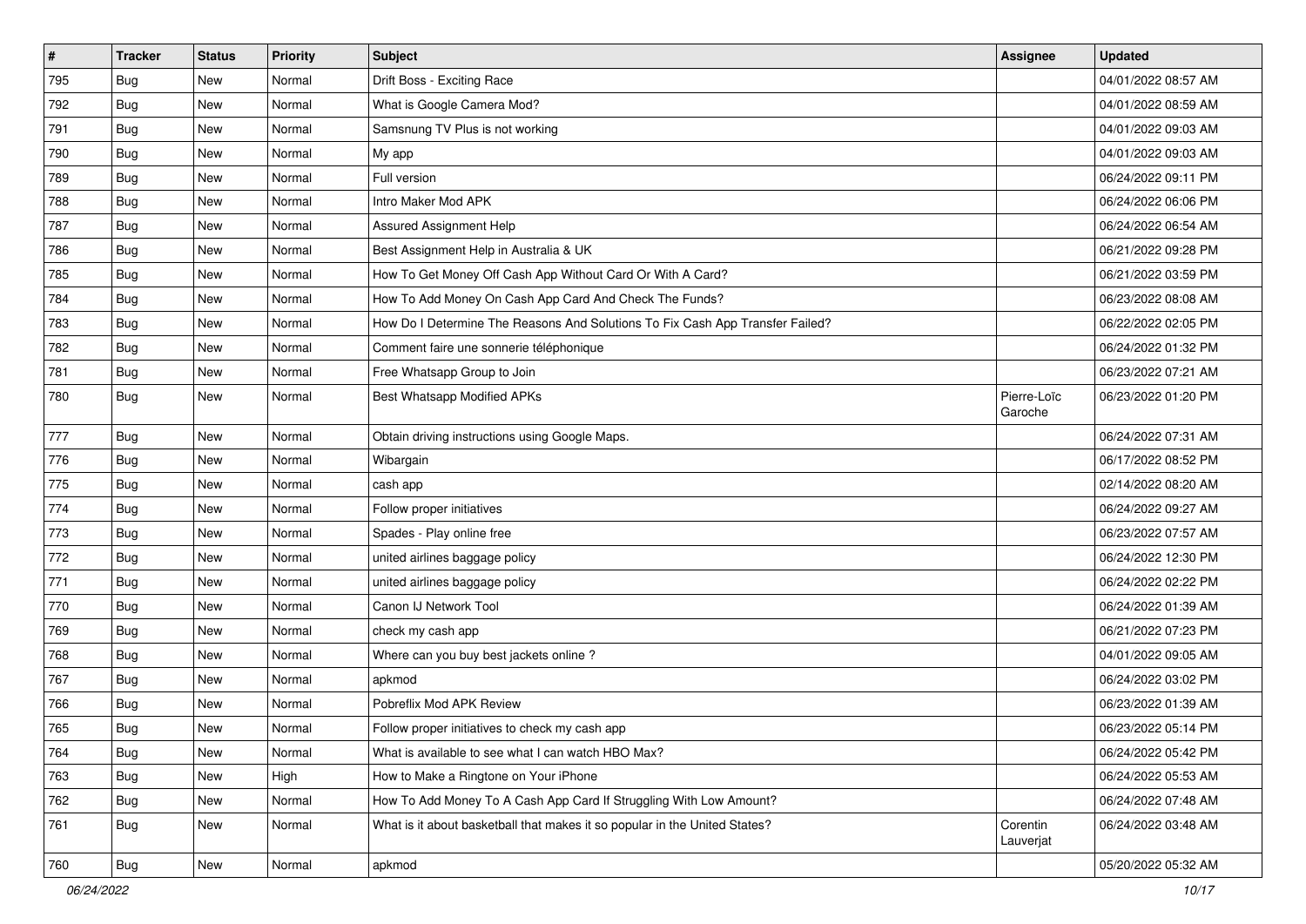| # | Tracker | Status | Priority | Subject | Assignee | Updated |
|---|---|---|---|---|---|---|
| 795 | Bug | New | Normal | Drift Boss - Exciting Race | | 04/01/2022 08:57 AM |
| 792 | Bug | New | Normal | What is Google Camera Mod? | | 04/01/2022 08:59 AM |
| 791 | Bug | New | Normal | Samsnung TV Plus is not working | | 04/01/2022 09:03 AM |
| 790 | Bug | New | Normal | My app | | 04/01/2022 09:03 AM |
| 789 | Bug | New | Normal | Full version | | 06/24/2022 09:11 PM |
| 788 | Bug | New | Normal | Intro Maker Mod APK | | 06/24/2022 06:06 PM |
| 787 | Bug | New | Normal | Assured Assignment Help | | 06/24/2022 06:54 AM |
| 786 | Bug | New | Normal | Best Assignment Help in Australia & UK | | 06/21/2022 09:28 PM |
| 785 | Bug | New | Normal | How To Get Money Off Cash App Without Card Or With A Card? | | 06/21/2022 03:59 PM |
| 784 | Bug | New | Normal | How To Add Money On Cash App Card And Check The Funds? | | 06/23/2022 08:08 AM |
| 783 | Bug | New | Normal | How Do I Determine The Reasons And Solutions To Fix Cash App Transfer Failed? | | 06/22/2022 02:05 PM |
| 782 | Bug | New | Normal | Comment faire une sonnerie téléphonique | | 06/24/2022 01:32 PM |
| 781 | Bug | New | Normal | Free Whatsapp Group to Join | | 06/23/2022 07:21 AM |
| 780 | Bug | New | Normal | Best Whatsapp Modified APKs | Pierre-Loïc Garoche | 06/23/2022 01:20 PM |
| 777 | Bug | New | Normal | Obtain driving instructions using Google Maps. | | 06/24/2022 07:31 AM |
| 776 | Bug | New | Normal | Wibargain | | 06/17/2022 08:52 PM |
| 775 | Bug | New | Normal | cash app | | 02/14/2022 08:20 AM |
| 774 | Bug | New | Normal | Follow proper initiatives | | 06/24/2022 09:27 AM |
| 773 | Bug | New | Normal | Spades - Play online free | | 06/23/2022 07:57 AM |
| 772 | Bug | New | Normal | united airlines baggage policy | | 06/24/2022 12:30 PM |
| 771 | Bug | New | Normal | united airlines baggage policy | | 06/24/2022 02:22 PM |
| 770 | Bug | New | Normal | Canon IJ Network Tool | | 06/24/2022 01:39 AM |
| 769 | Bug | New | Normal | check my cash app | | 06/21/2022 07:23 PM |
| 768 | Bug | New | Normal | Where can you buy best jackets online ? | | 04/01/2022 09:05 AM |
| 767 | Bug | New | Normal | apkmod | | 06/24/2022 03:02 PM |
| 766 | Bug | New | Normal | Pobreflix Mod APK Review | | 06/23/2022 01:39 AM |
| 765 | Bug | New | Normal | Follow proper initiatives to check my cash app | | 06/23/2022 05:14 PM |
| 764 | Bug | New | Normal | What is available to see what I can watch HBO Max? | | 06/24/2022 05:42 PM |
| 763 | Bug | New | High | How to Make a Ringtone on Your iPhone | | 06/24/2022 05:53 AM |
| 762 | Bug | New | Normal | How To Add Money To A Cash App Card If Struggling With Low Amount? | | 06/24/2022 07:48 AM |
| 761 | Bug | New | Normal | What is it about basketball that makes it so popular in the United States? | Corentin Lauverjat | 06/24/2022 03:48 AM |
| 760 | Bug | New | Normal | apkmod | | 05/20/2022 05:32 AM |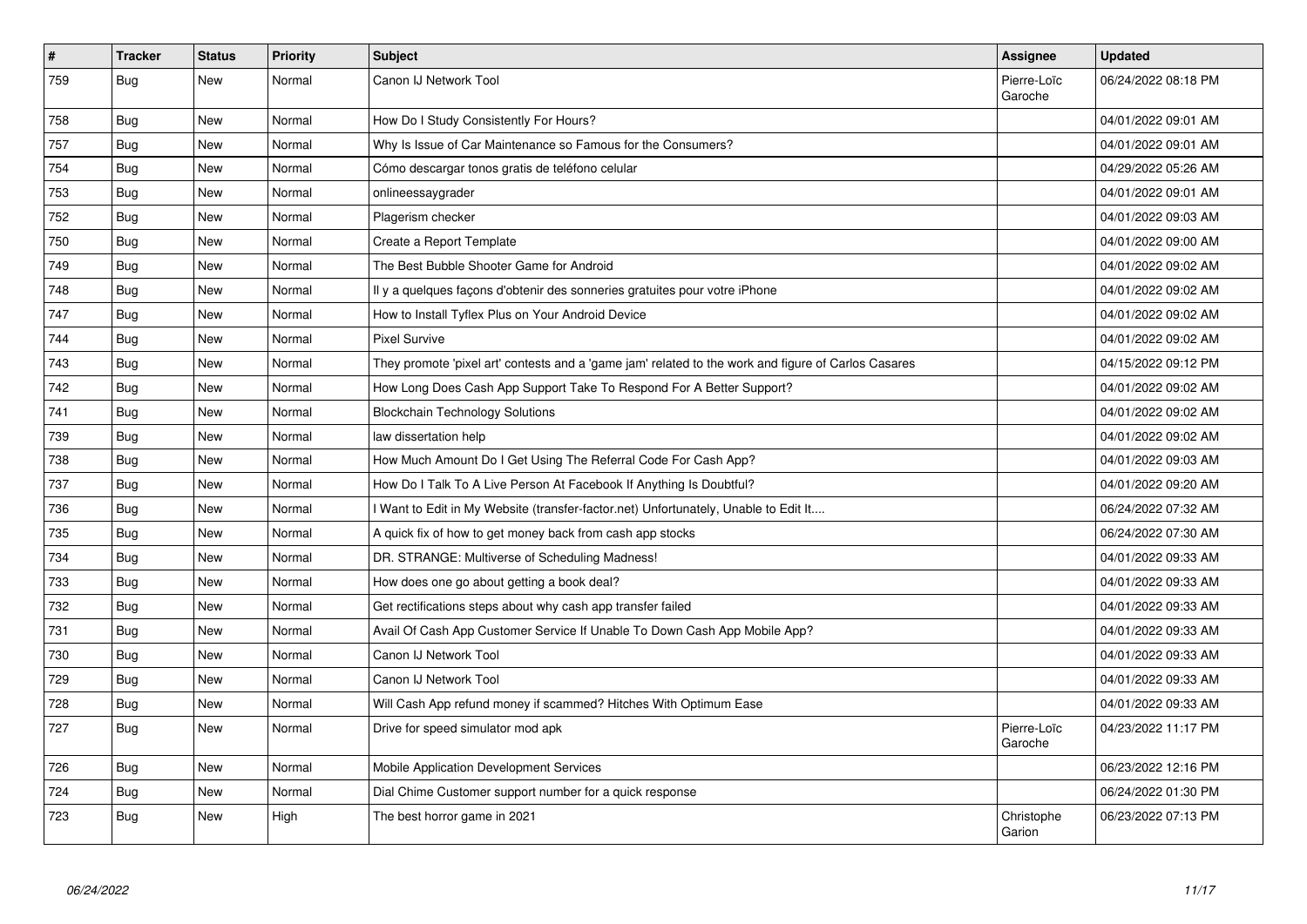| # | Tracker | Status | Priority | Subject | Assignee | Updated |
|---|---|---|---|---|---|---|
| 759 | Bug | New | Normal | Canon IJ Network Tool | Pierre-Loïc Garoche | 06/24/2022 08:18 PM |
| 758 | Bug | New | Normal | How Do I Study Consistently For Hours? | | 04/01/2022 09:01 AM |
| 757 | Bug | New | Normal | Why Is Issue of Car Maintenance so Famous for the Consumers? | | 04/01/2022 09:01 AM |
| 754 | Bug | New | Normal | Cómo descargar tonos gratis de teléfono celular | | 04/29/2022 05:26 AM |
| 753 | Bug | New | Normal | onlineessaygrader | | 04/01/2022 09:01 AM |
| 752 | Bug | New | Normal | Plagerism checker | | 04/01/2022 09:03 AM |
| 750 | Bug | New | Normal | Create a Report Template | | 04/01/2022 09:00 AM |
| 749 | Bug | New | Normal | The Best Bubble Shooter Game for Android | | 04/01/2022 09:02 AM |
| 748 | Bug | New | Normal | Il y a quelques façons d'obtenir des sonneries gratuites pour votre iPhone | | 04/01/2022 09:02 AM |
| 747 | Bug | New | Normal | How to Install Tyflex Plus on Your Android Device | | 04/01/2022 09:02 AM |
| 744 | Bug | New | Normal | Pixel Survive | | 04/01/2022 09:02 AM |
| 743 | Bug | New | Normal | They promote 'pixel art' contests and a 'game jam' related to the work and figure of Carlos Casares | | 04/15/2022 09:12 PM |
| 742 | Bug | New | Normal | How Long Does Cash App Support Take To Respond For A Better Support? | | 04/01/2022 09:02 AM |
| 741 | Bug | New | Normal | Blockchain Technology Solutions | | 04/01/2022 09:02 AM |
| 739 | Bug | New | Normal | law dissertation help | | 04/01/2022 09:02 AM |
| 738 | Bug | New | Normal | How Much Amount Do I Get Using The Referral Code For Cash App? | | 04/01/2022 09:03 AM |
| 737 | Bug | New | Normal | How Do I Talk To A Live Person At Facebook If Anything Is Doubtful? | | 04/01/2022 09:20 AM |
| 736 | Bug | New | Normal | I Want to Edit in My Website (transfer-factor.net) Unfortunately, Unable to Edit It.... | | 06/24/2022 07:32 AM |
| 735 | Bug | New | Normal | A quick fix of how to get money back from cash app stocks | | 06/24/2022 07:30 AM |
| 734 | Bug | New | Normal | DR. STRANGE: Multiverse of Scheduling Madness! | | 04/01/2022 09:33 AM |
| 733 | Bug | New | Normal | How does one go about getting a book deal? | | 04/01/2022 09:33 AM |
| 732 | Bug | New | Normal | Get rectifications steps about why cash app transfer failed | | 04/01/2022 09:33 AM |
| 731 | Bug | New | Normal | Avail Of Cash App Customer Service If Unable To Down Cash App Mobile App? | | 04/01/2022 09:33 AM |
| 730 | Bug | New | Normal | Canon IJ Network Tool | | 04/01/2022 09:33 AM |
| 729 | Bug | New | Normal | Canon IJ Network Tool | | 04/01/2022 09:33 AM |
| 728 | Bug | New | Normal | Will Cash App refund money if scammed? Hitches With Optimum Ease | | 04/01/2022 09:33 AM |
| 727 | Bug | New | Normal | Drive for speed simulator mod apk | Pierre-Loïc Garoche | 04/23/2022 11:17 PM |
| 726 | Bug | New | Normal | Mobile Application Development Services | | 06/23/2022 12:16 PM |
| 724 | Bug | New | Normal | Dial Chime Customer support number for a quick response | | 06/24/2022 01:30 PM |
| 723 | Bug | New | High | The best horror game in 2021 | Christophe Garion | 06/23/2022 07:13 PM |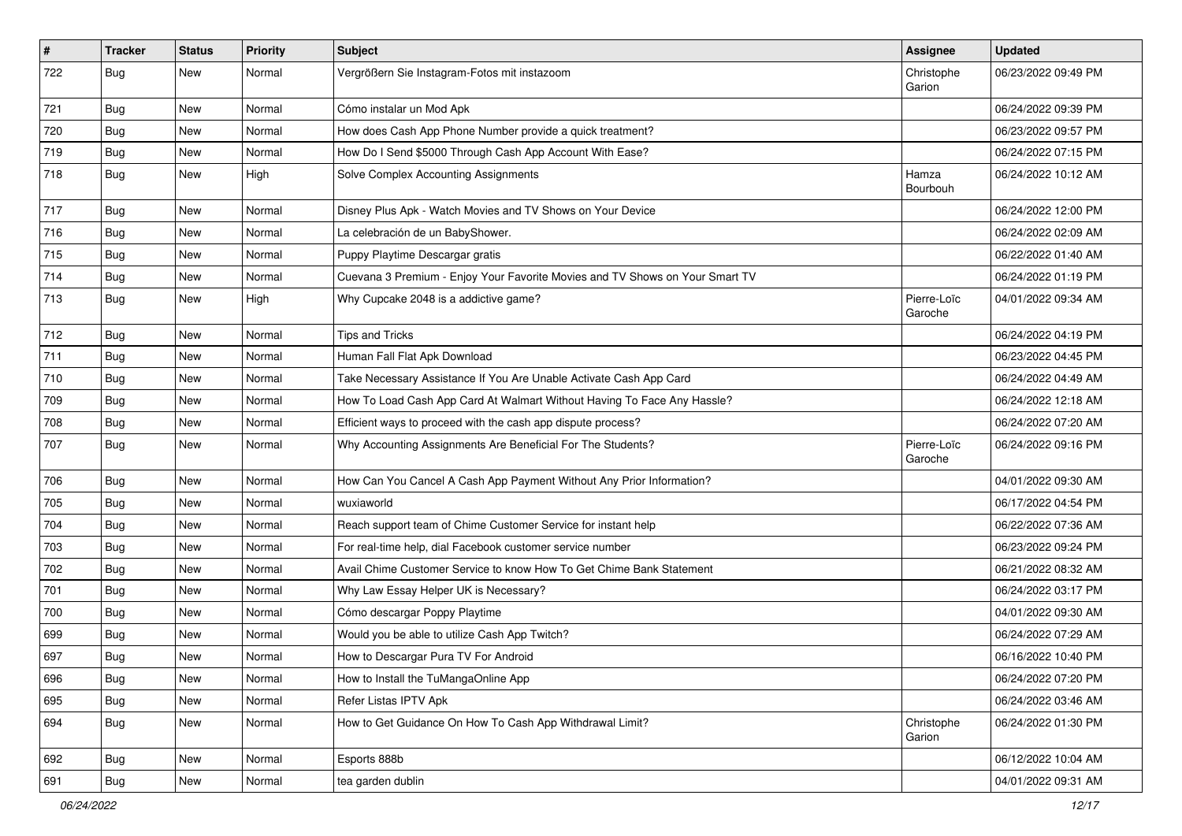| # | Tracker | Status | Priority | Subject | Assignee | Updated |
|---|---|---|---|---|---|---|
| 722 | Bug | New | Normal | Vergrößern Sie Instagram-Fotos mit instazoom | Christophe Garion | 06/23/2022 09:49 PM |
| 721 | Bug | New | Normal | Cómo instalar un Mod Apk | | 06/24/2022 09:39 PM |
| 720 | Bug | New | Normal | How does Cash App Phone Number provide a quick treatment? | | 06/23/2022 09:57 PM |
| 719 | Bug | New | Normal | How Do I Send $5000 Through Cash App Account With Ease? | | 06/24/2022 07:15 PM |
| 718 | Bug | New | High | Solve Complex Accounting Assignments | Hamza Bourbouh | 06/24/2022 10:12 AM |
| 717 | Bug | New | Normal | Disney Plus Apk - Watch Movies and TV Shows on Your Device | | 06/24/2022 12:00 PM |
| 716 | Bug | New | Normal | La celebración de un BabyShower. | | 06/24/2022 02:09 AM |
| 715 | Bug | New | Normal | Puppy Playtime Descargar gratis | | 06/22/2022 01:40 AM |
| 714 | Bug | New | Normal | Cuevana 3 Premium - Enjoy Your Favorite Movies and TV Shows on Your Smart TV | | 06/24/2022 01:19 PM |
| 713 | Bug | New | High | Why Cupcake 2048 is a addictive game? | Pierre-Loïc Garoche | 04/01/2022 09:34 AM |
| 712 | Bug | New | Normal | Tips and Tricks | | 06/24/2022 04:19 PM |
| 711 | Bug | New | Normal | Human Fall Flat Apk Download | | 06/23/2022 04:45 PM |
| 710 | Bug | New | Normal | Take Necessary Assistance If You Are Unable Activate Cash App Card | | 06/24/2022 04:49 AM |
| 709 | Bug | New | Normal | How To Load Cash App Card At Walmart Without Having To Face Any Hassle? | | 06/24/2022 12:18 AM |
| 708 | Bug | New | Normal | Efficient ways to proceed with the cash app dispute process? | | 06/24/2022 07:20 AM |
| 707 | Bug | New | Normal | Why Accounting Assignments Are Beneficial For The Students? | Pierre-Loïc Garoche | 06/24/2022 09:16 PM |
| 706 | Bug | New | Normal | How Can You Cancel A Cash App Payment Without Any Prior Information? | | 04/01/2022 09:30 AM |
| 705 | Bug | New | Normal | wuxiaworld | | 06/17/2022 04:54 PM |
| 704 | Bug | New | Normal | Reach support team of Chime Customer Service for instant help | | 06/22/2022 07:36 AM |
| 703 | Bug | New | Normal | For real-time help, dial Facebook customer service number | | 06/23/2022 09:24 PM |
| 702 | Bug | New | Normal | Avail Chime Customer Service to know How To Get Chime Bank Statement | | 06/21/2022 08:32 AM |
| 701 | Bug | New | Normal | Why Law Essay Helper UK is Necessary? | | 06/24/2022 03:17 PM |
| 700 | Bug | New | Normal | Cómo descargar Poppy Playtime | | 04/01/2022 09:30 AM |
| 699 | Bug | New | Normal | Would you be able to utilize Cash App Twitch? | | 06/24/2022 07:29 AM |
| 697 | Bug | New | Normal | How to Descargar Pura TV For Android | | 06/16/2022 10:40 PM |
| 696 | Bug | New | Normal | How to Install the TuMangaOnline App | | 06/24/2022 07:20 PM |
| 695 | Bug | New | Normal | Refer Listas IPTV Apk | | 06/24/2022 03:46 AM |
| 694 | Bug | New | Normal | How to Get Guidance On How To Cash App Withdrawal Limit? | Christophe Garion | 06/24/2022 01:30 PM |
| 692 | Bug | New | Normal | Esports 888b | | 06/12/2022 10:04 AM |
| 691 | Bug | New | Normal | tea garden dublin | | 04/01/2022 09:31 AM |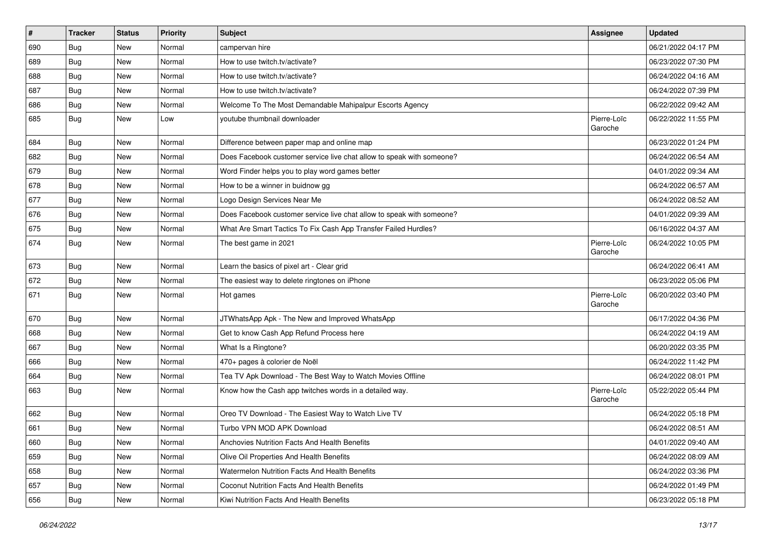| # | Tracker | Status | Priority | Subject | Assignee | Updated |
| --- | --- | --- | --- | --- | --- | --- |
| 690 | Bug | New | Normal | campervan hire |  | 06/21/2022 04:17 PM |
| 689 | Bug | New | Normal | How to use twitch.tv/activate? |  | 06/23/2022 07:30 PM |
| 688 | Bug | New | Normal | How to use twitch.tv/activate? |  | 06/24/2022 04:16 AM |
| 687 | Bug | New | Normal | How to use twitch.tv/activate? |  | 06/24/2022 07:39 PM |
| 686 | Bug | New | Normal | Welcome To The Most Demandable Mahipalpur Escorts Agency |  | 06/22/2022 09:42 AM |
| 685 | Bug | New | Low | youtube thumbnail downloader | Pierre-Loïc Garoche | 06/22/2022 11:55 PM |
| 684 | Bug | New | Normal | Difference between paper map and online map |  | 06/23/2022 01:24 PM |
| 682 | Bug | New | Normal | Does Facebook customer service live chat allow to speak with someone? |  | 06/24/2022 06:54 AM |
| 679 | Bug | New | Normal | Word Finder helps you to play word games better |  | 04/01/2022 09:34 AM |
| 678 | Bug | New | Normal | How to be a winner in buidnow gg |  | 06/24/2022 06:57 AM |
| 677 | Bug | New | Normal | Logo Design Services Near Me |  | 06/24/2022 08:52 AM |
| 676 | Bug | New | Normal | Does Facebook customer service live chat allow to speak with someone? |  | 04/01/2022 09:39 AM |
| 675 | Bug | New | Normal | What Are Smart Tactics To Fix Cash App Transfer Failed Hurdles? |  | 06/16/2022 04:37 AM |
| 674 | Bug | New | Normal | The best game in 2021 | Pierre-Loïc Garoche | 06/24/2022 10:05 PM |
| 673 | Bug | New | Normal | Learn the basics of pixel art - Clear grid |  | 06/24/2022 06:41 AM |
| 672 | Bug | New | Normal | The easiest way to delete ringtones on iPhone |  | 06/23/2022 05:06 PM |
| 671 | Bug | New | Normal | Hot games | Pierre-Loïc Garoche | 06/20/2022 03:40 PM |
| 670 | Bug | New | Normal | JTWhatsApp Apk - The New and Improved WhatsApp |  | 06/17/2022 04:36 PM |
| 668 | Bug | New | Normal | Get to know Cash App Refund Process here |  | 06/24/2022 04:19 AM |
| 667 | Bug | New | Normal | What Is a Ringtone? |  | 06/20/2022 03:35 PM |
| 666 | Bug | New | Normal | 470+ pages à colorier de Noël |  | 06/24/2022 11:42 PM |
| 664 | Bug | New | Normal | Tea TV Apk Download - The Best Way to Watch Movies Offline |  | 06/24/2022 08:01 PM |
| 663 | Bug | New | Normal | Know how the Cash app twitches words in a detailed way. | Pierre-Loïc Garoche | 05/22/2022 05:44 PM |
| 662 | Bug | New | Normal | Oreo TV Download - The Easiest Way to Watch Live TV |  | 06/24/2022 05:18 PM |
| 661 | Bug | New | Normal | Turbo VPN MOD APK Download |  | 06/24/2022 08:51 AM |
| 660 | Bug | New | Normal | Anchovies Nutrition Facts And Health Benefits |  | 04/01/2022 09:40 AM |
| 659 | Bug | New | Normal | Olive Oil Properties And Health Benefits |  | 06/24/2022 08:09 AM |
| 658 | Bug | New | Normal | Watermelon Nutrition Facts And Health Benefits |  | 06/24/2022 03:36 PM |
| 657 | Bug | New | Normal | Coconut Nutrition Facts And Health Benefits |  | 06/24/2022 01:49 PM |
| 656 | Bug | New | Normal | Kiwi Nutrition Facts And Health Benefits |  | 06/23/2022 05:18 PM |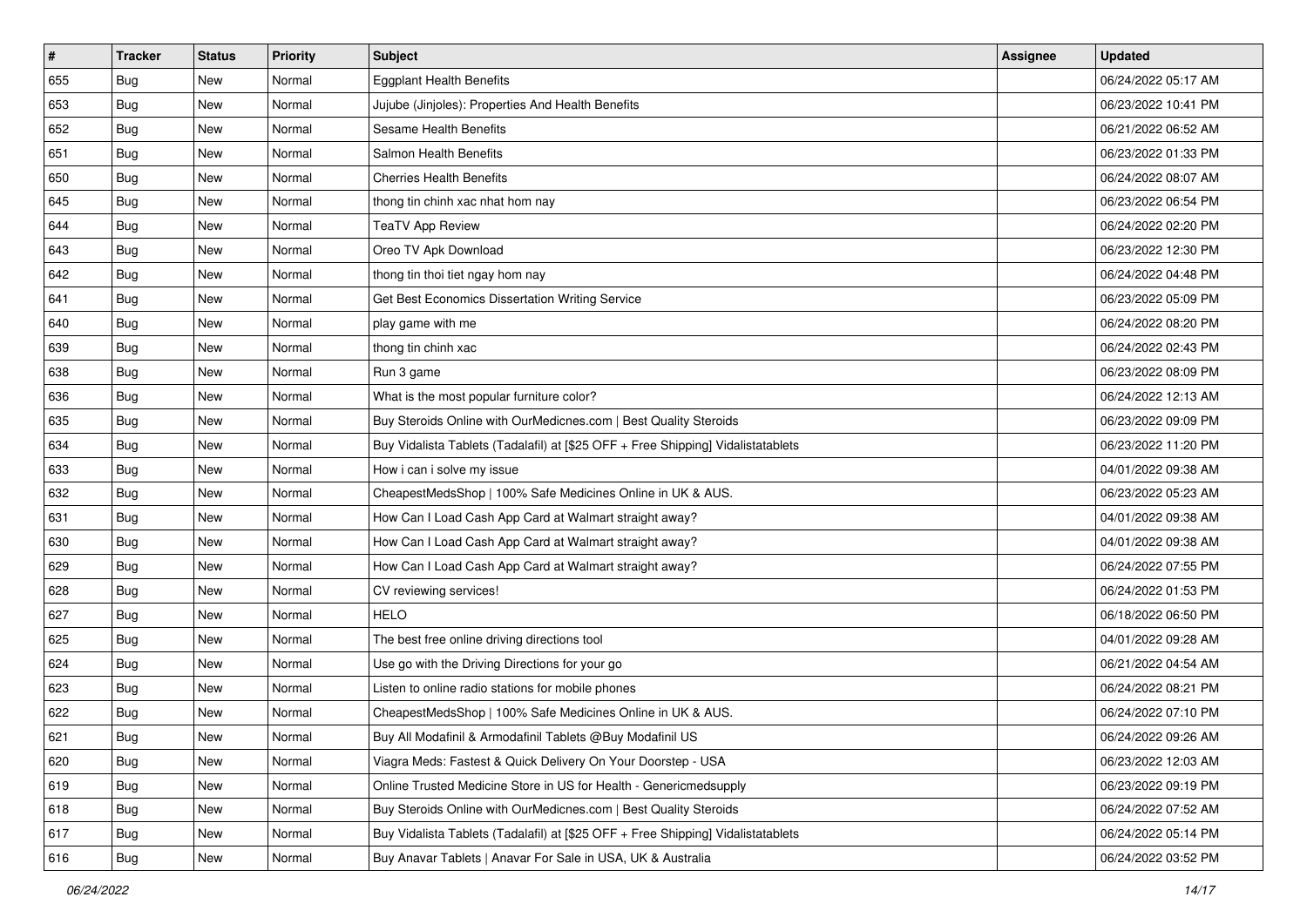| # | Tracker | Status | Priority | Subject | Assignee | Updated |
|---|---|---|---|---|---|---|
| 655 | Bug | New | Normal | Eggplant Health Benefits | | 06/24/2022 05:17 AM |
| 653 | Bug | New | Normal | Jujube (Jinjoles): Properties And Health Benefits | | 06/23/2022 10:41 PM |
| 652 | Bug | New | Normal | Sesame Health Benefits | | 06/21/2022 06:52 AM |
| 651 | Bug | New | Normal | Salmon Health Benefits | | 06/23/2022 01:33 PM |
| 650 | Bug | New | Normal | Cherries Health Benefits | | 06/24/2022 08:07 AM |
| 645 | Bug | New | Normal | thong tin chinh xac nhat hom nay | | 06/23/2022 06:54 PM |
| 644 | Bug | New | Normal | TeaTV App Review | | 06/24/2022 02:20 PM |
| 643 | Bug | New | Normal | Oreo TV Apk Download | | 06/23/2022 12:30 PM |
| 642 | Bug | New | Normal | thong tin thoi tiet ngay hom nay | | 06/24/2022 04:48 PM |
| 641 | Bug | New | Normal | Get Best Economics Dissertation Writing Service | | 06/23/2022 05:09 PM |
| 640 | Bug | New | Normal | play game with me | | 06/24/2022 08:20 PM |
| 639 | Bug | New | Normal | thong tin chinh xac | | 06/24/2022 02:43 PM |
| 638 | Bug | New | Normal | Run 3 game | | 06/23/2022 08:09 PM |
| 636 | Bug | New | Normal | What is the most popular furniture color? | | 06/24/2022 12:13 AM |
| 635 | Bug | New | Normal | Buy Steroids Online with OurMedicnes.com \| Best Quality Steroids | | 06/23/2022 09:09 PM |
| 634 | Bug | New | Normal | Buy Vidalista Tablets (Tadalafil) at [$25 OFF + Free Shipping] Vidalistatablets | | 06/23/2022 11:20 PM |
| 633 | Bug | New | Normal | How i can i solve my issue | | 04/01/2022 09:38 AM |
| 632 | Bug | New | Normal | CheapestMedsShop \| 100% Safe Medicines Online in UK & AUS. | | 06/23/2022 05:23 AM |
| 631 | Bug | New | Normal | How Can I Load Cash App Card at Walmart straight away? | | 04/01/2022 09:38 AM |
| 630 | Bug | New | Normal | How Can I Load Cash App Card at Walmart straight away? | | 04/01/2022 09:38 AM |
| 629 | Bug | New | Normal | How Can I Load Cash App Card at Walmart straight away? | | 06/24/2022 07:55 PM |
| 628 | Bug | New | Normal | CV reviewing services! | | 06/24/2022 01:53 PM |
| 627 | Bug | New | Normal | HELO | | 06/18/2022 06:50 PM |
| 625 | Bug | New | Normal | The best free online driving directions tool | | 04/01/2022 09:28 AM |
| 624 | Bug | New | Normal | Use go with the Driving Directions for your go | | 06/21/2022 04:54 AM |
| 623 | Bug | New | Normal | Listen to online radio stations for mobile phones | | 06/24/2022 08:21 PM |
| 622 | Bug | New | Normal | CheapestMedsShop \| 100% Safe Medicines Online in UK & AUS. | | 06/24/2022 07:10 PM |
| 621 | Bug | New | Normal | Buy All Modafinil & Armodafinil Tablets @Buy Modafinil US | | 06/24/2022 09:26 AM |
| 620 | Bug | New | Normal | Viagra Meds: Fastest & Quick Delivery On Your Doorstep - USA | | 06/23/2022 12:03 AM |
| 619 | Bug | New | Normal | Online Trusted Medicine Store in US for Health - Genericmedsupply | | 06/23/2022 09:19 PM |
| 618 | Bug | New | Normal | Buy Steroids Online with OurMedicnes.com \| Best Quality Steroids | | 06/24/2022 07:52 AM |
| 617 | Bug | New | Normal | Buy Vidalista Tablets (Tadalafil) at [$25 OFF + Free Shipping] Vidalistatablets | | 06/24/2022 05:14 PM |
| 616 | Bug | New | Normal | Buy Anavar Tablets \| Anavar For Sale in USA, UK & Australia | | 06/24/2022 03:52 PM |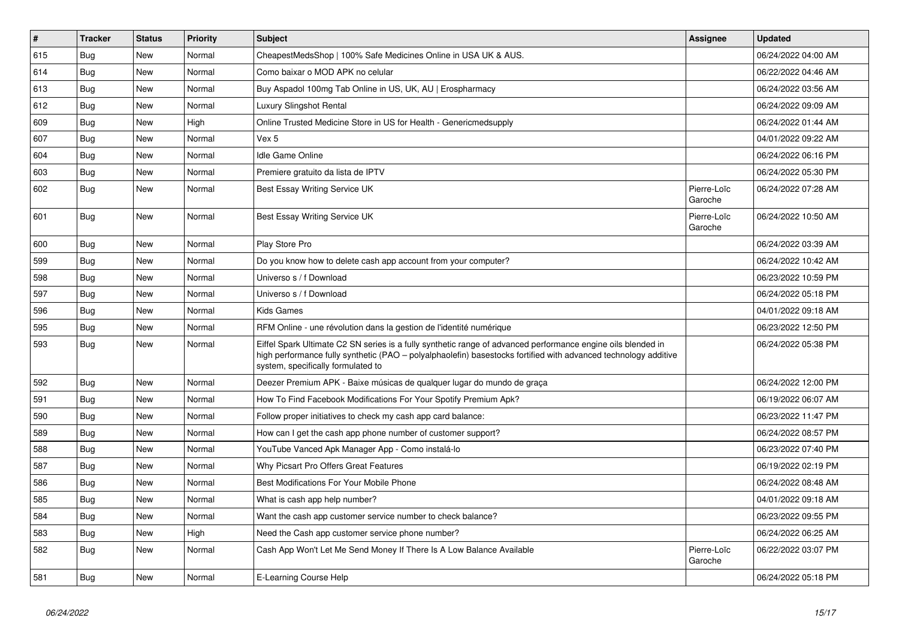| # | Tracker | Status | Priority | Subject | Assignee | Updated |
|---|---|---|---|---|---|---|
| 615 | Bug | New | Normal | CheapestMedsShop \| 100% Safe Medicines Online in USA UK & AUS. | | 06/24/2022 04:00 AM |
| 614 | Bug | New | Normal | Como baixar o MOD APK no celular | | 06/22/2022 04:46 AM |
| 613 | Bug | New | Normal | Buy Aspadol 100mg Tab Online in US, UK, AU \| Erospharmacy | | 06/24/2022 03:56 AM |
| 612 | Bug | New | Normal | Luxury Slingshot Rental | | 06/24/2022 09:09 AM |
| 609 | Bug | New | High | Online Trusted Medicine Store in US for Health - Genericmedsupply | | 06/24/2022 01:44 AM |
| 607 | Bug | New | Normal | Vex 5 | | 04/01/2022 09:22 AM |
| 604 | Bug | New | Normal | Idle Game Online | | 06/24/2022 06:16 PM |
| 603 | Bug | New | Normal | Premiere gratuito da lista de IPTV | | 06/24/2022 05:30 PM |
| 602 | Bug | New | Normal | Best Essay Writing Service UK | Pierre-Loïc Garoche | 06/24/2022 07:28 AM |
| 601 | Bug | New | Normal | Best Essay Writing Service UK | Pierre-Loïc Garoche | 06/24/2022 10:50 AM |
| 600 | Bug | New | Normal | Play Store Pro | | 06/24/2022 03:39 AM |
| 599 | Bug | New | Normal | Do you know how to delete cash app account from your computer? | | 06/24/2022 10:42 AM |
| 598 | Bug | New | Normal | Universo s / f Download | | 06/23/2022 10:59 PM |
| 597 | Bug | New | Normal | Universo s / f Download | | 06/24/2022 05:18 PM |
| 596 | Bug | New | Normal | Kids Games | | 04/01/2022 09:18 AM |
| 595 | Bug | New | Normal | RFM Online - une révolution dans la gestion de l'identité numérique | | 06/23/2022 12:50 PM |
| 593 | Bug | New | Normal | Eiffel Spark Ultimate C2 SN series is a fully synthetic range of advanced performance engine oils blended in high performance fully synthetic (PAO – polyalphaolefin) basestocks fortified with advanced technology additive system, specifically formulated to | | 06/24/2022 05:38 PM |
| 592 | Bug | New | Normal | Deezer Premium APK - Baixe músicas de qualquer lugar do mundo de graça | | 06/24/2022 12:00 PM |
| 591 | Bug | New | Normal | How To Find Facebook Modifications For Your Spotify Premium Apk? | | 06/19/2022 06:07 AM |
| 590 | Bug | New | Normal | Follow proper initiatives to check my cash app card balance: | | 06/23/2022 11:47 PM |
| 589 | Bug | New | Normal | How can I get the cash app phone number of customer support? | | 06/24/2022 08:57 PM |
| 588 | Bug | New | Normal | YouTube Vanced Apk Manager App - Como instalá-lo | | 06/23/2022 07:40 PM |
| 587 | Bug | New | Normal | Why Picsart Pro Offers Great Features | | 06/19/2022 02:19 PM |
| 586 | Bug | New | Normal | Best Modifications For Your Mobile Phone | | 06/24/2022 08:48 AM |
| 585 | Bug | New | Normal | What is cash app help number? | | 04/01/2022 09:18 AM |
| 584 | Bug | New | Normal | Want the cash app customer service number to check balance? | | 06/23/2022 09:55 PM |
| 583 | Bug | New | High | Need the Cash app customer service phone number? | | 06/24/2022 06:25 AM |
| 582 | Bug | New | Normal | Cash App Won't Let Me Send Money If There Is A Low Balance Available | Pierre-Loïc Garoche | 06/22/2022 03:07 PM |
| 581 | Bug | New | Normal | E-Learning Course Help | | 06/24/2022 05:18 PM |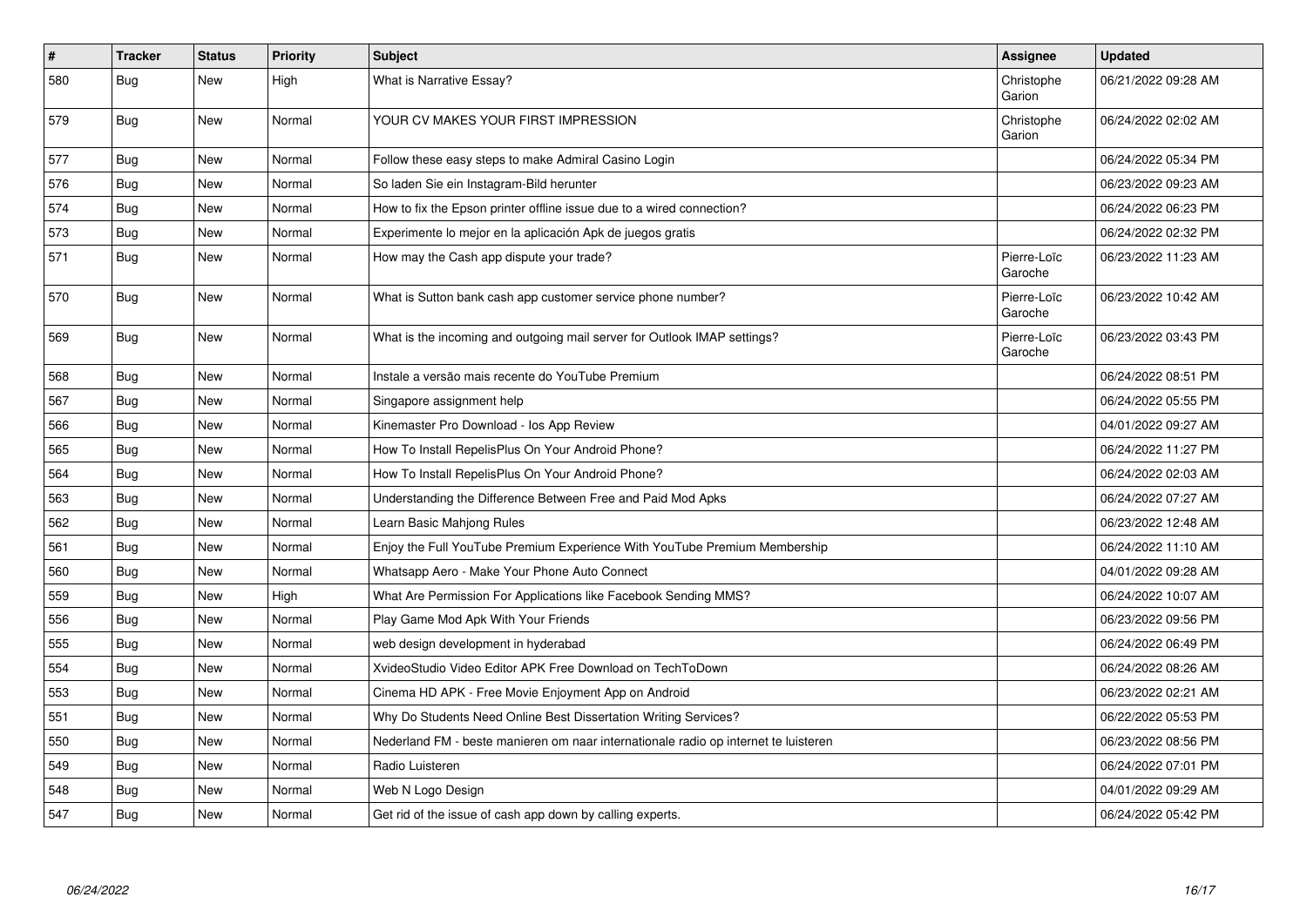| # | Tracker | Status | Priority | Subject | Assignee | Updated |
|---|---|---|---|---|---|---|
| 580 | Bug | New | High | What is Narrative Essay? | Christophe Garion | 06/21/2022 09:28 AM |
| 579 | Bug | New | Normal | YOUR CV MAKES YOUR FIRST IMPRESSION | Christophe Garion | 06/24/2022 02:02 AM |
| 577 | Bug | New | Normal | Follow these easy steps to make Admiral Casino Login | | 06/24/2022 05:34 PM |
| 576 | Bug | New | Normal | So laden Sie ein Instagram-Bild herunter | | 06/23/2022 09:23 AM |
| 574 | Bug | New | Normal | How to fix the Epson printer offline issue due to a wired connection? | | 06/24/2022 06:23 PM |
| 573 | Bug | New | Normal | Experimente lo mejor en la aplicación Apk de juegos gratis | | 06/24/2022 02:32 PM |
| 571 | Bug | New | Normal | How may the Cash app dispute your trade? | Pierre-Loïc Garoche | 06/23/2022 11:23 AM |
| 570 | Bug | New | Normal | What is Sutton bank cash app customer service phone number? | Pierre-Loïc Garoche | 06/23/2022 10:42 AM |
| 569 | Bug | New | Normal | What is the incoming and outgoing mail server for Outlook IMAP settings? | Pierre-Loïc Garoche | 06/23/2022 03:43 PM |
| 568 | Bug | New | Normal | Instale a versão mais recente do YouTube Premium | | 06/24/2022 08:51 PM |
| 567 | Bug | New | Normal | Singapore assignment help | | 06/24/2022 05:55 PM |
| 566 | Bug | New | Normal | Kinemaster Pro Download - Ios App Review | | 04/01/2022 09:27 AM |
| 565 | Bug | New | Normal | How To Install RepelisPlus On Your Android Phone? | | 06/24/2022 11:27 PM |
| 564 | Bug | New | Normal | How To Install RepelisPlus On Your Android Phone? | | 06/24/2022 02:03 AM |
| 563 | Bug | New | Normal | Understanding the Difference Between Free and Paid Mod Apks | | 06/24/2022 07:27 AM |
| 562 | Bug | New | Normal | Learn Basic Mahjong Rules | | 06/23/2022 12:48 AM |
| 561 | Bug | New | Normal | Enjoy the Full YouTube Premium Experience With YouTube Premium Membership | | 06/24/2022 11:10 AM |
| 560 | Bug | New | Normal | Whatsapp Aero - Make Your Phone Auto Connect | | 04/01/2022 09:28 AM |
| 559 | Bug | New | High | What Are Permission For Applications like Facebook Sending MMS? | | 06/24/2022 10:07 AM |
| 556 | Bug | New | Normal | Play Game Mod Apk With Your Friends | | 06/23/2022 09:56 PM |
| 555 | Bug | New | Normal | web design development in hyderabad | | 06/24/2022 06:49 PM |
| 554 | Bug | New | Normal | XvideoStudio Video Editor APK Free Download on TechToDown | | 06/24/2022 08:26 AM |
| 553 | Bug | New | Normal | Cinema HD APK - Free Movie Enjoyment App on Android | | 06/23/2022 02:21 AM |
| 551 | Bug | New | Normal | Why Do Students Need Online Best Dissertation Writing Services? | | 06/22/2022 05:53 PM |
| 550 | Bug | New | Normal | Nederland FM - beste manieren om naar internationale radio op internet te luisteren | | 06/23/2022 08:56 PM |
| 549 | Bug | New | Normal | Radio Luisteren | | 06/24/2022 07:01 PM |
| 548 | Bug | New | Normal | Web N Logo Design | | 04/01/2022 09:29 AM |
| 547 | Bug | New | Normal | Get rid of the issue of cash app down by calling experts. | | 06/24/2022 05:42 PM |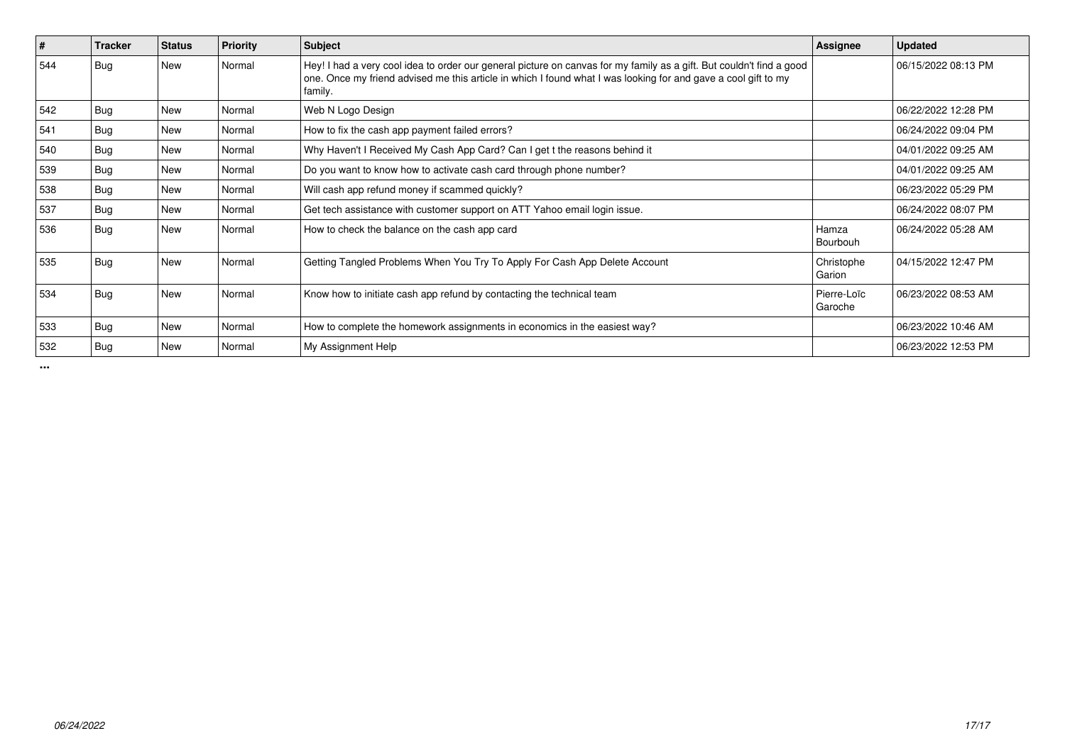| # | Tracker | Status | Priority | Subject | Assignee | Updated |
|---|---|---|---|---|---|---|
| 544 | Bug | New | Normal | Hey! I had a very cool idea to order our general picture on canvas for my family as a gift. But couldn't find a good one. Once my friend advised me this article in which I found what I was looking for and gave a cool gift to my family. | | 06/15/2022 08:13 PM |
| 542 | Bug | New | Normal | Web N Logo Design | | 06/22/2022 12:28 PM |
| 541 | Bug | New | Normal | How to fix the cash app payment failed errors? | | 06/24/2022 09:04 PM |
| 540 | Bug | New | Normal | Why Haven't I Received My Cash App Card? Can I get t the reasons behind it | | 04/01/2022 09:25 AM |
| 539 | Bug | New | Normal | Do you want to know how to activate cash card through phone number? | | 04/01/2022 09:25 AM |
| 538 | Bug | New | Normal | Will cash app refund money if scammed quickly? | | 06/23/2022 05:29 PM |
| 537 | Bug | New | Normal | Get tech assistance with customer support on ATT Yahoo email login issue. | | 06/24/2022 08:07 PM |
| 536 | Bug | New | Normal | How to check the balance on the cash app card | Hamza Bourbouh | 06/24/2022 05:28 AM |
| 535 | Bug | New | Normal | Getting Tangled Problems When You Try To Apply For Cash App Delete Account | Christophe Garion | 04/15/2022 12:47 PM |
| 534 | Bug | New | Normal | Know how to initiate cash app refund by contacting the technical team | Pierre-Loïc Garoche | 06/23/2022 08:53 AM |
| 533 | Bug | New | Normal | How to complete the homework assignments in economics in the easiest way? | | 06/23/2022 10:46 AM |
| 532 | Bug | New | Normal | My Assignment Help | | 06/23/2022 12:53 PM |

...